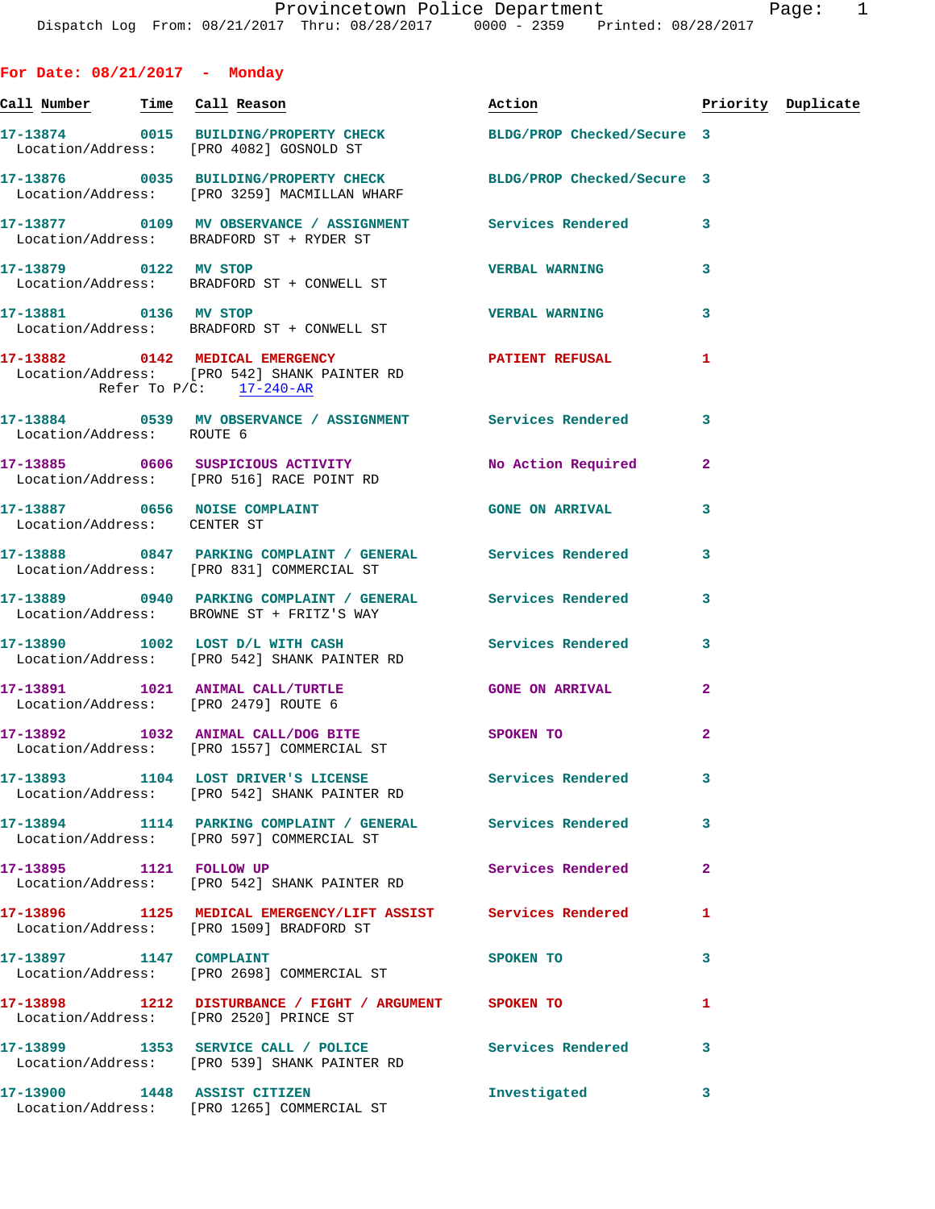For Date: 08/21/2017 - Monday

| Call Number | Time | Call Reason | Action | Priority | Duplicate |
|---|---|---|---|---|---|
| 17-13874 | 0015 | BUILDING/PROPERTY CHECK | BLDG/PROP Checked/Secure | 3 | |
| Location/Address: | | [PRO 4082] GOSNOLD ST | | | |
| 17-13876 | 0035 | BUILDING/PROPERTY CHECK | BLDG/PROP Checked/Secure | 3 | |
| Location/Address: | | [PRO 3259] MACMILLAN WHARF | | | |
| 17-13877 | 0109 | MV OBSERVANCE / ASSIGNMENT | Services Rendered | 3 | |
| Location/Address: | | BRADFORD ST + RYDER ST | | | |
| 17-13879 | 0122 | MV STOP | VERBAL WARNING | 3 | |
| Location/Address: | | BRADFORD ST + CONWELL ST | | | |
| 17-13881 | 0136 | MV STOP | VERBAL WARNING | 3 | |
| Location/Address: | | BRADFORD ST + CONWELL ST | | | |
| 17-13882 | 0142 | MEDICAL EMERGENCY | PATIENT REFUSAL | 1 | |
| Location/Address: | | [PRO 542] SHANK PAINTER RD | | | |
| Refer To P/C: | | 17-240-AR | | | |
| 17-13884 | 0539 | MV OBSERVANCE / ASSIGNMENT | Services Rendered | 3 | |
| Location/Address: | | ROUTE 6 | | | |
| 17-13885 | 0606 | SUSPICIOUS ACTIVITY | No Action Required | 2 | |
| Location/Address: | | [PRO 516] RACE POINT RD | | | |
| 17-13887 | 0656 | NOISE COMPLAINT | GONE ON ARRIVAL | 3 | |
| Location/Address: | | CENTER ST | | | |
| 17-13888 | 0847 | PARKING COMPLAINT / GENERAL | Services Rendered | 3 | |
| Location/Address: | | [PRO 831] COMMERCIAL ST | | | |
| 17-13889 | 0940 | PARKING COMPLAINT / GENERAL | Services Rendered | 3 | |
| Location/Address: | | BROWNE ST + FRITZ'S WAY | | | |
| 17-13890 | 1002 | LOST D/L WITH CASH | Services Rendered | 3 | |
| Location/Address: | | [PRO 542] SHANK PAINTER RD | | | |
| 17-13891 | 1021 | ANIMAL CALL/TURTLE | GONE ON ARRIVAL | 2 | |
| Location/Address: | | [PRO 2479] ROUTE 6 | | | |
| 17-13892 | 1032 | ANIMAL CALL/DOG BITE | SPOKEN TO | 2 | |
| Location/Address: | | [PRO 1557] COMMERCIAL ST | | | |
| 17-13893 | 1104 | LOST DRIVER'S LICENSE | Services Rendered | 3 | |
| Location/Address: | | [PRO 542] SHANK PAINTER RD | | | |
| 17-13894 | 1114 | PARKING COMPLAINT / GENERAL | Services Rendered | 3 | |
| Location/Address: | | [PRO 597] COMMERCIAL ST | | | |
| 17-13895 | 1121 | FOLLOW UP | Services Rendered | 2 | |
| Location/Address: | | [PRO 542] SHANK PAINTER RD | | | |
| 17-13896 | 1125 | MEDICAL EMERGENCY/LIFT ASSIST | Services Rendered | 1 | |
| Location/Address: | | [PRO 1509] BRADFORD ST | | | |
| 17-13897 | 1147 | COMPLAINT | SPOKEN TO | 3 | |
| Location/Address: | | [PRO 2698] COMMERCIAL ST | | | |
| 17-13898 | 1212 | DISTURBANCE / FIGHT / ARGUMENT | SPOKEN TO | 1 | |
| Location/Address: | | [PRO 2520] PRINCE ST | | | |
| 17-13899 | 1353 | SERVICE CALL / POLICE | Services Rendered | 3 | |
| Location/Address: | | [PRO 539] SHANK PAINTER RD | | | |
| 17-13900 | 1448 | ASSIST CITIZEN | Investigated | 3 | |
| Location/Address: | | [PRO 1265] COMMERCIAL ST | | | |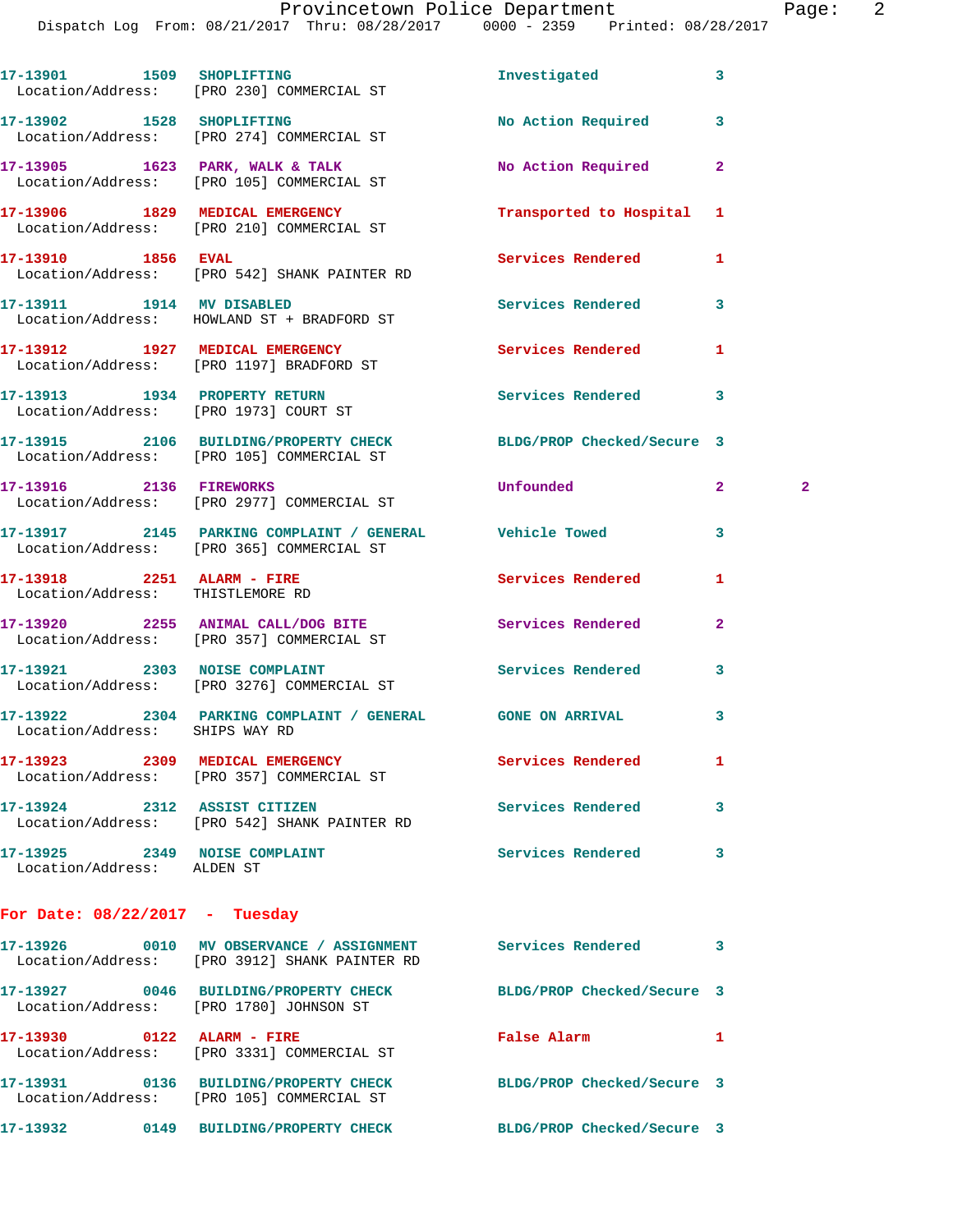17-13901 1509 SHOPLIFTING Investigated 3
Location/Address: [PRO 230] COMMERCIAL ST

17-13902 1528 SHOPLIFTING No Action Required 3
Location/Address: [PRO 274] COMMERCIAL ST

17-13905 1623 PARK, WALK & TALK No Action Required 2
Location/Address: [PRO 105] COMMERCIAL ST

17-13906 1829 MEDICAL EMERGENCY Transported to Hospital 1
Location/Address: [PRO 210] COMMERCIAL ST

17-13910 1856 EVAL Services Rendered 1
Location/Address: [PRO 542] SHANK PAINTER RD

17-13911 1914 MV DISABLED Services Rendered 3
Location/Address: HOWLAND ST + BRADFORD ST

17-13912 1927 MEDICAL EMERGENCY Services Rendered 1
Location/Address: [PRO 1197] BRADFORD ST

17-13913 1934 PROPERTY RETURN Services Rendered 3
Location/Address: [PRO 1973] COURT ST

17-13915 2106 BUILDING/PROPERTY CHECK BLDG/PROP Checked/Secure 3
Location/Address: [PRO 105] COMMERCIAL ST

17-13916 2136 FIREWORKS Unfounded 2 2
Location/Address: [PRO 2977] COMMERCIAL ST

17-13917 2145 PARKING COMPLAINT / GENERAL Vehicle Towed 3
Location/Address: [PRO 365] COMMERCIAL ST

17-13918 2251 ALARM - FIRE Services Rendered 1
Location/Address: THISTLEMORE RD

17-13920 2255 ANIMAL CALL/DOG BITE Services Rendered 2
Location/Address: [PRO 357] COMMERCIAL ST

17-13921 2303 NOISE COMPLAINT Services Rendered 3
Location/Address: [PRO 3276] COMMERCIAL ST

17-13922 2304 PARKING COMPLAINT / GENERAL GONE ON ARRIVAL 3
Location/Address: SHIPS WAY RD

17-13923 2309 MEDICAL EMERGENCY Services Rendered 1
Location/Address: [PRO 357] COMMERCIAL ST

17-13924 2312 ASSIST CITIZEN Services Rendered 3
Location/Address: [PRO 542] SHANK PAINTER RD

17-13925 2349 NOISE COMPLAINT Services Rendered 3
Location/Address: ALDEN ST

## For Date: 08/22/2017 - Tuesday

17-13926 0010 MV OBSERVANCE / ASSIGNMENT Services Rendered 3
Location/Address: [PRO 3912] SHANK PAINTER RD

17-13927 0046 BUILDING/PROPERTY CHECK BLDG/PROP Checked/Secure 3
Location/Address: [PRO 1780] JOHNSON ST

17-13930 0122 ALARM - FIRE False Alarm 1
Location/Address: [PRO 3331] COMMERCIAL ST

17-13931 0136 BUILDING/PROPERTY CHECK BLDG/PROP Checked/Secure 3
Location/Address: [PRO 105] COMMERCIAL ST

17-13932 0149 BUILDING/PROPERTY CHECK BLDG/PROP Checked/Secure 3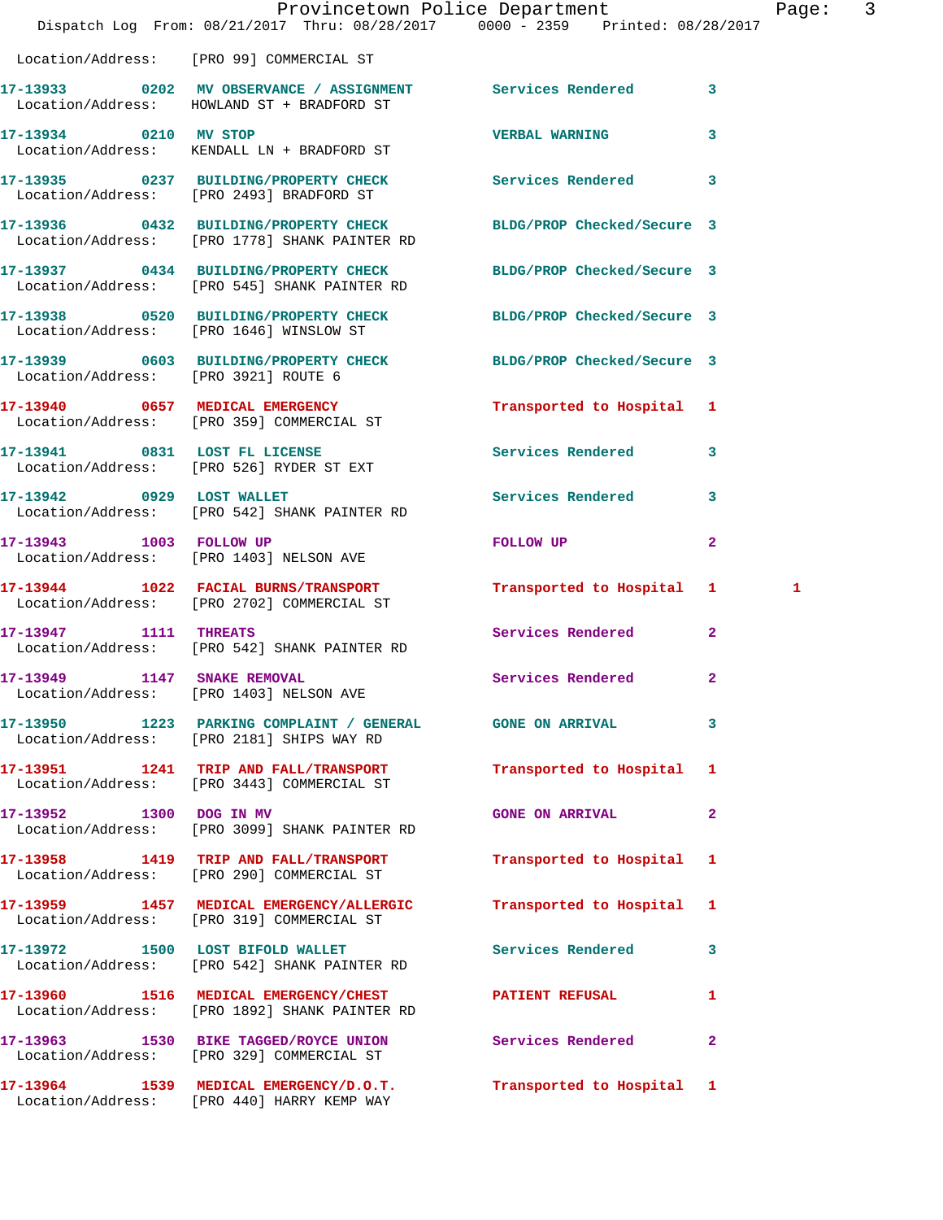Location/Address: [PRO 99] COMMERCIAL ST

| Call # | Time | Call Type | Disposition | Priority | |
|---|---|---|---|---|---|
| 17-13933 | 0202 | MV OBSERVANCE / ASSIGNMENT | Services Rendered | 3 | |
| Location/Address: | | HOWLAND ST + BRADFORD ST | | | |
| 17-13934 | 0210 | MV STOP | VERBAL WARNING | 3 | |
| Location/Address: | | KENDALL LN + BRADFORD ST | | | |
| 17-13935 | 0237 | BUILDING/PROPERTY CHECK | Services Rendered | 3 | |
| Location/Address: | | [PRO 2493] BRADFORD ST | | | |
| 17-13936 | 0432 | BUILDING/PROPERTY CHECK | BLDG/PROP Checked/Secure | 3 | |
| Location/Address: | | [PRO 1778] SHANK PAINTER RD | | | |
| 17-13937 | 0434 | BUILDING/PROPERTY CHECK | BLDG/PROP Checked/Secure | 3 | |
| Location/Address: | | [PRO 545] SHANK PAINTER RD | | | |
| 17-13938 | 0520 | BUILDING/PROPERTY CHECK | BLDG/PROP Checked/Secure | 3 | |
| Location/Address: | | [PRO 1646] WINSLOW ST | | | |
| 17-13939 | 0603 | BUILDING/PROPERTY CHECK | BLDG/PROP Checked/Secure | 3 | |
| Location/Address: | | [PRO 3921] ROUTE 6 | | | |
| 17-13940 | 0657 | MEDICAL EMERGENCY | Transported to Hospital | 1 | |
| Location/Address: | | [PRO 359] COMMERCIAL ST | | | |
| 17-13941 | 0831 | LOST FL LICENSE | Services Rendered | 3 | |
| Location/Address: | | [PRO 526] RYDER ST EXT | | | |
| 17-13942 | 0929 | LOST WALLET | Services Rendered | 3 | |
| Location/Address: | | [PRO 542] SHANK PAINTER RD | | | |
| 17-13943 | 1003 | FOLLOW UP | FOLLOW UP | 2 | |
| Location/Address: | | [PRO 1403] NELSON AVE | | | |
| 17-13944 | 1022 | FACIAL BURNS/TRANSPORT | Transported to Hospital | 1 | 1 |
| Location/Address: | | [PRO 2702] COMMERCIAL ST | | | |
| 17-13947 | 1111 | THREATS | Services Rendered | 2 | |
| Location/Address: | | [PRO 542] SHANK PAINTER RD | | | |
| 17-13949 | 1147 | SNAKE REMOVAL | Services Rendered | 2 | |
| Location/Address: | | [PRO 1403] NELSON AVE | | | |
| 17-13950 | 1223 | PARKING COMPLAINT / GENERAL | GONE ON ARRIVAL | 3 | |
| Location/Address: | | [PRO 2181] SHIPS WAY RD | | | |
| 17-13951 | 1241 | TRIP AND FALL/TRANSPORT | Transported to Hospital | 1 | |
| Location/Address: | | [PRO 3443] COMMERCIAL ST | | | |
| 17-13952 | 1300 | DOG IN MV | GONE ON ARRIVAL | 2 | |
| Location/Address: | | [PRO 3099] SHANK PAINTER RD | | | |
| 17-13958 | 1419 | TRIP AND FALL/TRANSPORT | Transported to Hospital | 1 | |
| Location/Address: | | [PRO 290] COMMERCIAL ST | | | |
| 17-13959 | 1457 | MEDICAL EMERGENCY/ALLERGIC | Transported to Hospital | 1 | |
| Location/Address: | | [PRO 319] COMMERCIAL ST | | | |
| 17-13972 | 1500 | LOST BIFOLD WALLET | Services Rendered | 3 | |
| Location/Address: | | [PRO 542] SHANK PAINTER RD | | | |
| 17-13960 | 1516 | MEDICAL EMERGENCY/CHEST | PATIENT REFUSAL | 1 | |
| Location/Address: | | [PRO 1892] SHANK PAINTER RD | | | |
| 17-13963 | 1530 | BIKE TAGGED/ROYCE UNION | Services Rendered | 2 | |
| Location/Address: | | [PRO 329] COMMERCIAL ST | | | |
| 17-13964 | 1539 | MEDICAL EMERGENCY/D.O.T. | Transported to Hospital | 1 | |
| Location/Address: | | [PRO 440] HARRY KEMP WAY | | | |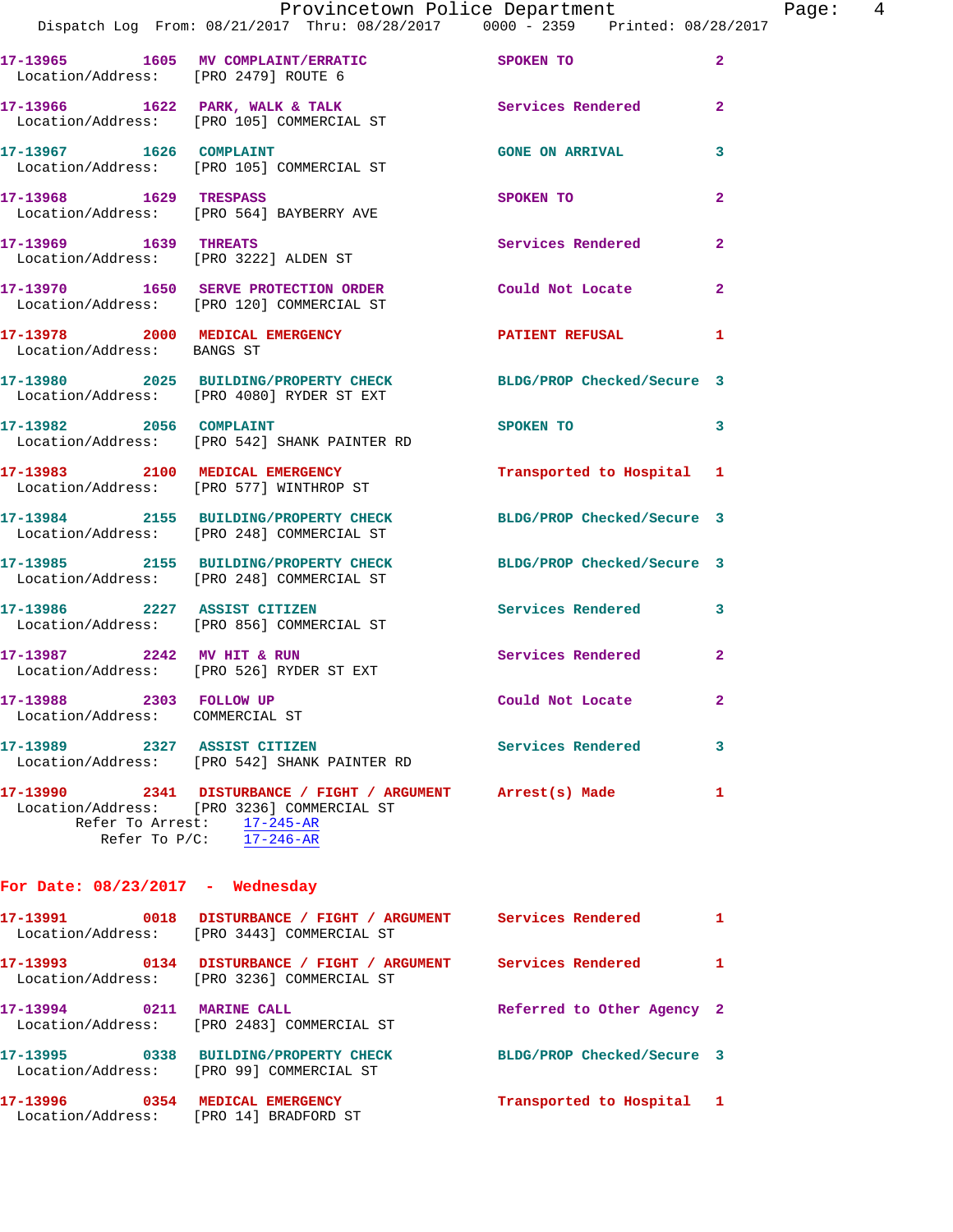17-13965 1605 MV COMPLAINT/ERRATIC SPOKEN TO 2
Location/Address: [PRO 2479] ROUTE 6

17-13966 1622 PARK, WALK & TALK Services Rendered 2
Location/Address: [PRO 105] COMMERCIAL ST

17-13967 1626 COMPLAINT GONE ON ARRIVAL 3
Location/Address: [PRO 105] COMMERCIAL ST

17-13968 1629 TRESPASS SPOKEN TO 2
Location/Address: [PRO 564] BAYBERRY AVE

17-13969 1639 THREATS Services Rendered 2
Location/Address: [PRO 3222] ALDEN ST

17-13970 1650 SERVE PROTECTION ORDER Could Not Locate 2
Location/Address: [PRO 120] COMMERCIAL ST

17-13978 2000 MEDICAL EMERGENCY PATIENT REFUSAL 1
Location/Address: BANGS ST

17-13980 2025 BUILDING/PROPERTY CHECK BLDG/PROP Checked/Secure 3
Location/Address: [PRO 4080] RYDER ST EXT

17-13982 2056 COMPLAINT SPOKEN TO 3
Location/Address: [PRO 542] SHANK PAINTER RD

17-13983 2100 MEDICAL EMERGENCY Transported to Hospital 1
Location/Address: [PRO 577] WINTHROP ST

17-13984 2155 BUILDING/PROPERTY CHECK BLDG/PROP Checked/Secure 3
Location/Address: [PRO 248] COMMERCIAL ST

17-13985 2155 BUILDING/PROPERTY CHECK BLDG/PROP Checked/Secure 3
Location/Address: [PRO 248] COMMERCIAL ST

17-13986 2227 ASSIST CITIZEN Services Rendered 3
Location/Address: [PRO 856] COMMERCIAL ST

17-13987 2242 MV HIT & RUN Services Rendered 2
Location/Address: [PRO 526] RYDER ST EXT

17-13988 2303 FOLLOW UP Could Not Locate 2
Location/Address: COMMERCIAL ST

17-13989 2327 ASSIST CITIZEN Services Rendered 3
Location/Address: [PRO 542] SHANK PAINTER RD

17-13990 2341 DISTURBANCE / FIGHT / ARGUMENT Arrest(s) Made 1
Location/Address: [PRO 3236] COMMERCIAL ST
Refer To Arrest: 17-245-AR
Refer To P/C: 17-246-AR

## For Date: 08/23/2017 - Wednesday

17-13991 0018 DISTURBANCE / FIGHT / ARGUMENT Services Rendered 1
Location/Address: [PRO 3443] COMMERCIAL ST

17-13993 0134 DISTURBANCE / FIGHT / ARGUMENT Services Rendered 1
Location/Address: [PRO 3236] COMMERCIAL ST

17-13994 0211 MARINE CALL Referred to Other Agency 2
Location/Address: [PRO 2483] COMMERCIAL ST

17-13995 0338 BUILDING/PROPERTY CHECK BLDG/PROP Checked/Secure 3
Location/Address: [PRO 99] COMMERCIAL ST

17-13996 0354 MEDICAL EMERGENCY Transported to Hospital 1
Location/Address: [PRO 14] BRADFORD ST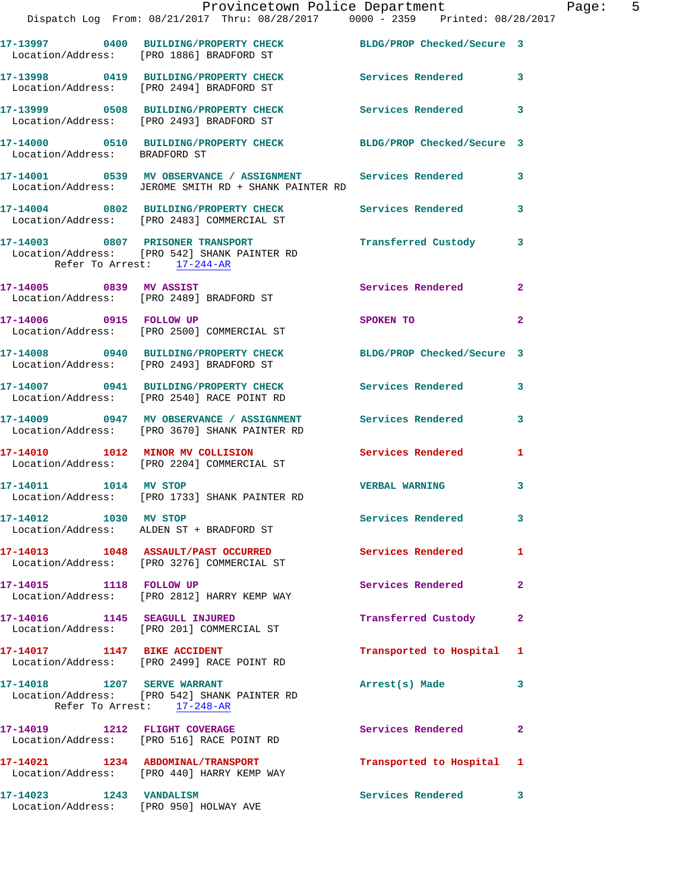**17-13997** 0400 **BUILDING/PROPERTY CHECK** BLDG/PROP Checked/Secure 3
Location/Address: [PRO 1886] BRADFORD ST

**17-13998** 0419 **BUILDING/PROPERTY CHECK** Services Rendered 3
Location/Address: [PRO 2494] BRADFORD ST

**17-13999** 0508 **BUILDING/PROPERTY CHECK** Services Rendered 3
Location/Address: [PRO 2493] BRADFORD ST

**17-14000** 0510 **BUILDING/PROPERTY CHECK** BLDG/PROP Checked/Secure 3
Location/Address: BRADFORD ST

**17-14001** 0539 **MV OBSERVANCE / ASSIGNMENT** Services Rendered 3
Location/Address: JEROME SMITH RD + SHANK PAINTER RD

**17-14004** 0802 **BUILDING/PROPERTY CHECK** Services Rendered 3
Location/Address: [PRO 2483] COMMERCIAL ST

**17-14003** 0807 **PRISONER TRANSPORT** Transferred Custody 3
Location/Address: [PRO 542] SHANK PAINTER RD
Refer To Arrest: 17-244-AR

**17-14005** 0839 **MV ASSIST** Services Rendered 2
Location/Address: [PRO 2489] BRADFORD ST

**17-14006** 0915 **FOLLOW UP** SPOKEN TO 2
Location/Address: [PRO 2500] COMMERCIAL ST

**17-14008** 0940 **BUILDING/PROPERTY CHECK** BLDG/PROP Checked/Secure 3
Location/Address: [PRO 2493] BRADFORD ST

**17-14007** 0941 **BUILDING/PROPERTY CHECK** Services Rendered 3
Location/Address: [PRO 2540] RACE POINT RD

**17-14009** 0947 **MV OBSERVANCE / ASSIGNMENT** Services Rendered 3
Location/Address: [PRO 3670] SHANK PAINTER RD

**17-14010** 1012 **MINOR MV COLLISION** Services Rendered 1
Location/Address: [PRO 2204] COMMERCIAL ST

**17-14011** 1014 **MV STOP** VERBAL WARNING 3
Location/Address: [PRO 1733] SHANK PAINTER RD

**17-14012** 1030 **MV STOP** Services Rendered 3
Location/Address: ALDEN ST + BRADFORD ST

**17-14013** 1048 **ASSAULT/PAST OCCURRED** Services Rendered 1
Location/Address: [PRO 3276] COMMERCIAL ST

**17-14015** 1118 **FOLLOW UP** Services Rendered 2
Location/Address: [PRO 2812] HARRY KEMP WAY

**17-14016** 1145 **SEAGULL INJURED** Transferred Custody 2
Location/Address: [PRO 201] COMMERCIAL ST

**17-14017** 1147 **BIKE ACCIDENT** Transported to Hospital 1
Location/Address: [PRO 2499] RACE POINT RD

**17-14018** 1207 **SERVE WARRANT** Arrest(s) Made 3
Location/Address: [PRO 542] SHANK PAINTER RD
Refer To Arrest: 17-248-AR

**17-14019** 1212 **FLIGHT COVERAGE** Services Rendered 2
Location/Address: [PRO 516] RACE POINT RD

**17-14021** 1234 **ABDOMINAL/TRANSPORT** Transported to Hospital 1
Location/Address: [PRO 440] HARRY KEMP WAY

**17-14023** 1243 **VANDALISM** Services Rendered 3
Location/Address: [PRO 950] HOLWAY AVE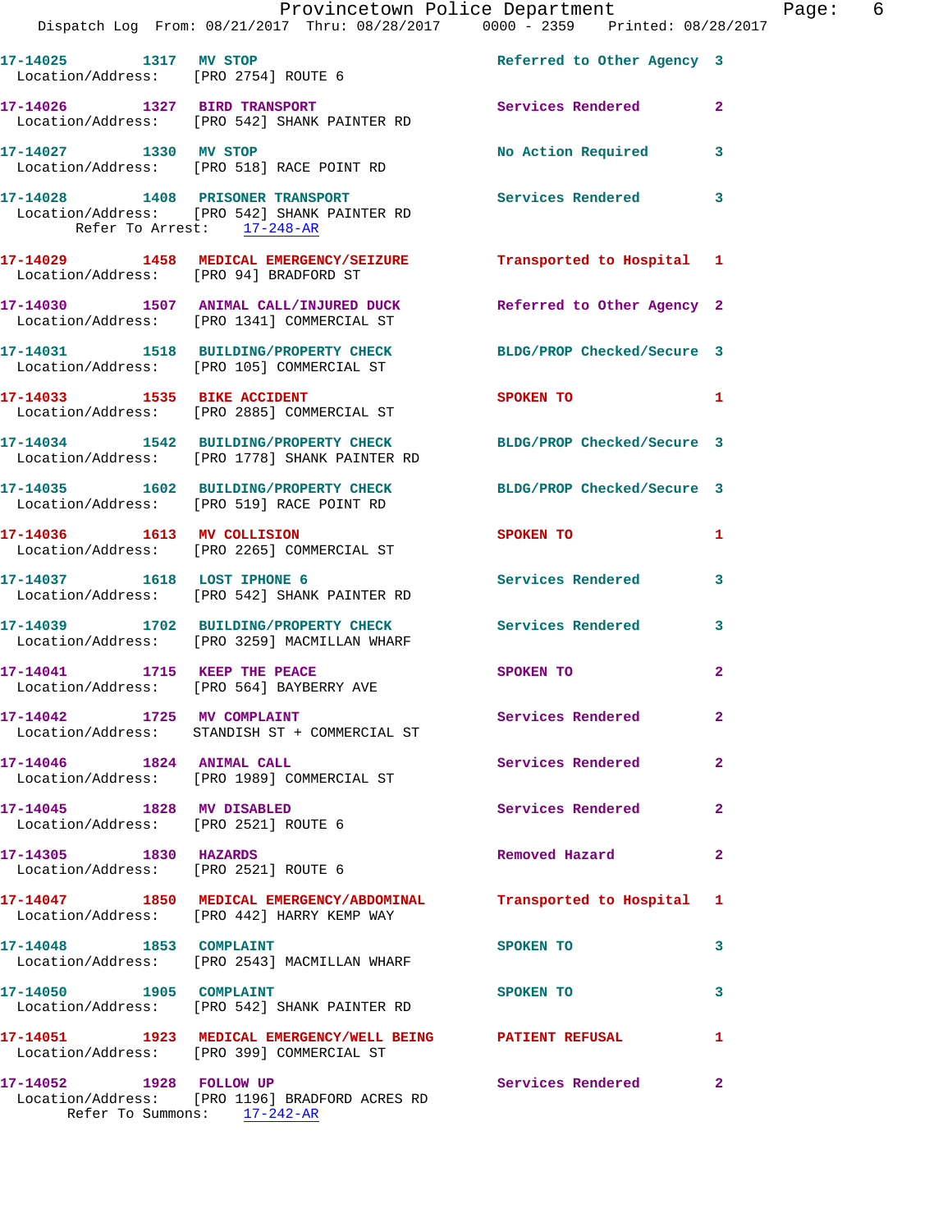17-14025 1317 MV STOP Referred to Other Agency 3
Location/Address: [PRO 2754] ROUTE 6

17-14026 1327 BIRD TRANSPORT Services Rendered 2
Location/Address: [PRO 542] SHANK PAINTER RD

17-14027 1330 MV STOP No Action Required 3
Location/Address: [PRO 518] RACE POINT RD

17-14028 1408 PRISONER TRANSPORT Services Rendered 3
Location/Address: [PRO 542] SHANK PAINTER RD
Refer To Arrest: 17-248-AR

17-14029 1458 MEDICAL EMERGENCY/SEIZURE Transported to Hospital 1
Location/Address: [PRO 94] BRADFORD ST

17-14030 1507 ANIMAL CALL/INJURED DUCK Referred to Other Agency 2
Location/Address: [PRO 1341] COMMERCIAL ST

17-14031 1518 BUILDING/PROPERTY CHECK BLDG/PROP Checked/Secure 3
Location/Address: [PRO 105] COMMERCIAL ST

17-14033 1535 BIKE ACCIDENT SPOKEN TO 1
Location/Address: [PRO 2885] COMMERCIAL ST

17-14034 1542 BUILDING/PROPERTY CHECK BLDG/PROP Checked/Secure 3
Location/Address: [PRO 1778] SHANK PAINTER RD

17-14035 1602 BUILDING/PROPERTY CHECK BLDG/PROP Checked/Secure 3
Location/Address: [PRO 519] RACE POINT RD

17-14036 1613 MV COLLISION SPOKEN TO 1
Location/Address: [PRO 2265] COMMERCIAL ST

17-14037 1618 LOST IPHONE 6 Services Rendered 3
Location/Address: [PRO 542] SHANK PAINTER RD

17-14039 1702 BUILDING/PROPERTY CHECK Services Rendered 3
Location/Address: [PRO 3259] MACMILLAN WHARF

17-14041 1715 KEEP THE PEACE SPOKEN TO 2
Location/Address: [PRO 564] BAYBERRY AVE

17-14042 1725 MV COMPLAINT Services Rendered 2
Location/Address: STANDISH ST + COMMERCIAL ST

17-14046 1824 ANIMAL CALL Services Rendered 2
Location/Address: [PRO 1989] COMMERCIAL ST

17-14045 1828 MV DISABLED Services Rendered 2
Location/Address: [PRO 2521] ROUTE 6

17-14305 1830 HAZARDS Removed Hazard 2
Location/Address: [PRO 2521] ROUTE 6

17-14047 1850 MEDICAL EMERGENCY/ABDOMINAL Transported to Hospital 1
Location/Address: [PRO 442] HARRY KEMP WAY

17-14048 1853 COMPLAINT SPOKEN TO 3
Location/Address: [PRO 2543] MACMILLAN WHARF

17-14050 1905 COMPLAINT SPOKEN TO 3
Location/Address: [PRO 542] SHANK PAINTER RD

17-14051 1923 MEDICAL EMERGENCY/WELL BEING PATIENT REFUSAL 1
Location/Address: [PRO 399] COMMERCIAL ST

17-14052 1928 FOLLOW UP Services Rendered 2
Location/Address: [PRO 1196] BRADFORD ACRES RD
Refer To Summons: 17-242-AR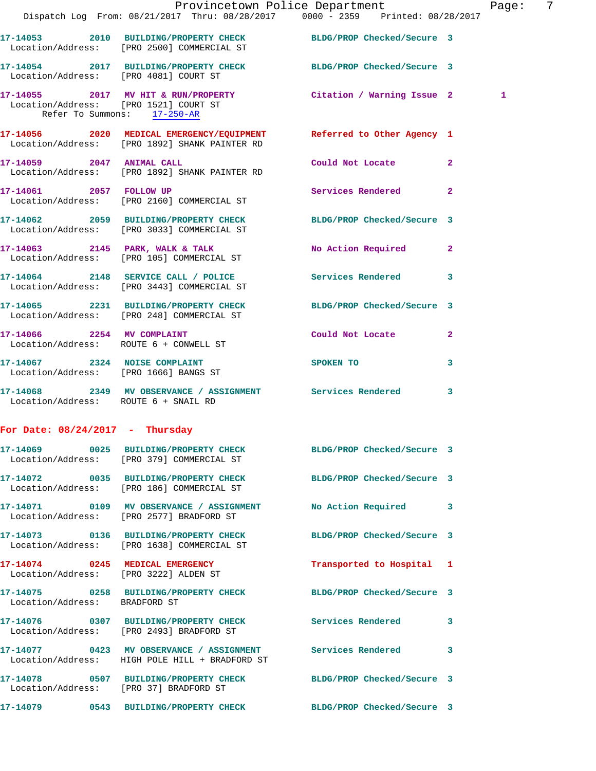17-14053 2010 BUILDING/PROPERTY CHECK BLDG/PROP Checked/Secure 3
Location/Address: [PRO 2500] COMMERCIAL ST

17-14054 2017 BUILDING/PROPERTY CHECK BLDG/PROP Checked/Secure 3
Location/Address: [PRO 4081] COURT ST

17-14055 2017 MV HIT & RUN/PROPERTY Citation / Warning Issue 2 1
Location/Address: [PRO 1521] COURT ST
Refer To Summons: 17-250-AR

17-14056 2020 MEDICAL EMERGENCY/EQUIPMENT Referred to Other Agency 1
Location/Address: [PRO 1892] SHANK PAINTER RD

17-14059 2047 ANIMAL CALL Could Not Locate 2
Location/Address: [PRO 1892] SHANK PAINTER RD

17-14061 2057 FOLLOW UP Services Rendered 2
Location/Address: [PRO 2160] COMMERCIAL ST

17-14062 2059 BUILDING/PROPERTY CHECK BLDG/PROP Checked/Secure 3
Location/Address: [PRO 3033] COMMERCIAL ST

17-14063 2145 PARK, WALK & TALK No Action Required 2
Location/Address: [PRO 105] COMMERCIAL ST

17-14064 2148 SERVICE CALL / POLICE Services Rendered 3
Location/Address: [PRO 3443] COMMERCIAL ST

17-14065 2231 BUILDING/PROPERTY CHECK BLDG/PROP Checked/Secure 3
Location/Address: [PRO 248] COMMERCIAL ST

17-14066 2254 MV COMPLAINT Could Not Locate 2
Location/Address: ROUTE 6 + CONWELL ST

17-14067 2324 NOISE COMPLAINT SPOKEN TO 3
Location/Address: [PRO 1666] BANGS ST

17-14068 2349 MV OBSERVANCE / ASSIGNMENT Services Rendered 3
Location/Address: ROUTE 6 + SNAIL RD

## For Date: 08/24/2017 - Thursday

17-14069 0025 BUILDING/PROPERTY CHECK BLDG/PROP Checked/Secure 3
Location/Address: [PRO 379] COMMERCIAL ST

17-14072 0035 BUILDING/PROPERTY CHECK BLDG/PROP Checked/Secure 3
Location/Address: [PRO 186] COMMERCIAL ST

17-14071 0109 MV OBSERVANCE / ASSIGNMENT No Action Required 3
Location/Address: [PRO 2577] BRADFORD ST

17-14073 0136 BUILDING/PROPERTY CHECK BLDG/PROP Checked/Secure 3
Location/Address: [PRO 1638] COMMERCIAL ST

17-14074 0245 MEDICAL EMERGENCY Transported to Hospital 1
Location/Address: [PRO 3222] ALDEN ST

17-14075 0258 BUILDING/PROPERTY CHECK BLDG/PROP Checked/Secure 3
Location/Address: BRADFORD ST

17-14076 0307 BUILDING/PROPERTY CHECK Services Rendered 3
Location/Address: [PRO 2493] BRADFORD ST

17-14077 0423 MV OBSERVANCE / ASSIGNMENT Services Rendered 3
Location/Address: HIGH POLE HILL + BRADFORD ST

17-14078 0507 BUILDING/PROPERTY CHECK BLDG/PROP Checked/Secure 3
Location/Address: [PRO 37] BRADFORD ST

17-14079 0543 BUILDING/PROPERTY CHECK BLDG/PROP Checked/Secure 3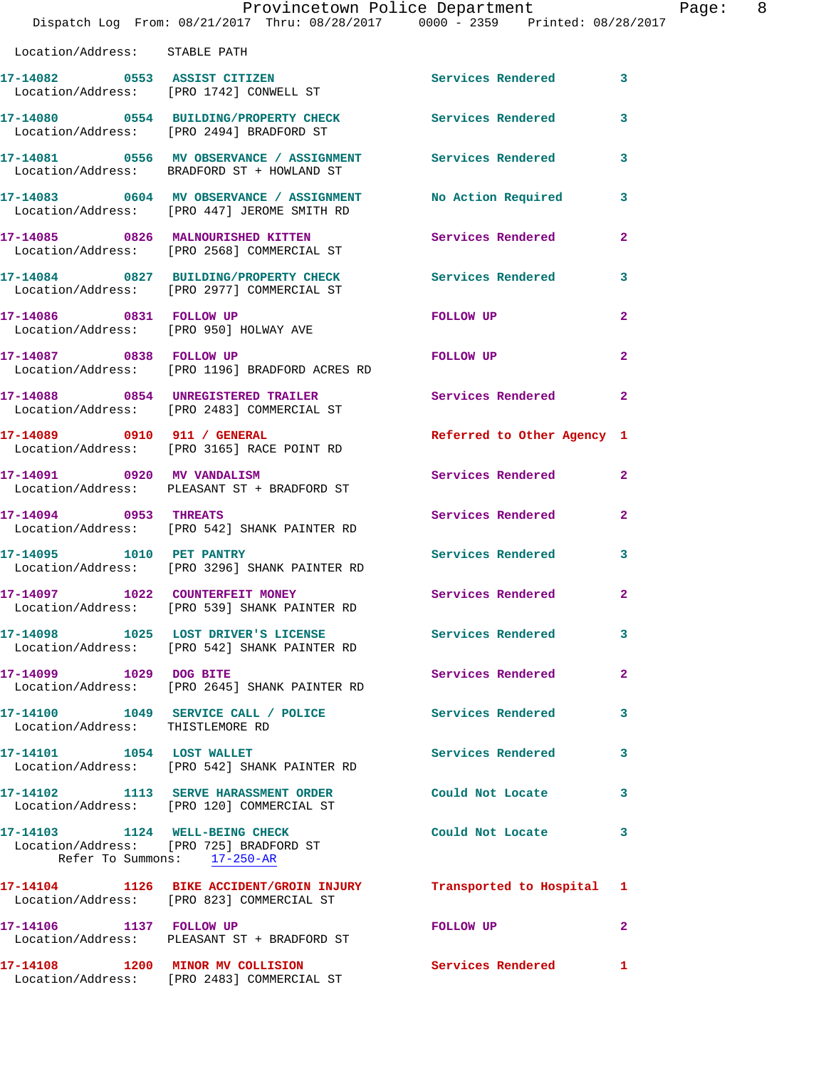Location/Address: STABLE PATH

17-14082 0553 ASSIST CITIZEN Services Rendered 3
Location/Address: [PRO 1742] CONWELL ST

17-14080 0554 BUILDING/PROPERTY CHECK Services Rendered 3
Location/Address: [PRO 2494] BRADFORD ST

17-14081 0556 MV OBSERVANCE / ASSIGNMENT Services Rendered 3
Location/Address: BRADFORD ST + HOWLAND ST

17-14083 0604 MV OBSERVANCE / ASSIGNMENT No Action Required 3
Location/Address: [PRO 447] JEROME SMITH RD

17-14085 0826 MALNOURISHED KITTEN Services Rendered 2
Location/Address: [PRO 2568] COMMERCIAL ST

17-14084 0827 BUILDING/PROPERTY CHECK Services Rendered 3
Location/Address: [PRO 2977] COMMERCIAL ST

17-14086 0831 FOLLOW UP FOLLOW UP 2
Location/Address: [PRO 950] HOLWAY AVE

17-14087 0838 FOLLOW UP FOLLOW UP 2
Location/Address: [PRO 1196] BRADFORD ACRES RD

17-14088 0854 UNREGISTERED TRAILER Services Rendered 2
Location/Address: [PRO 2483] COMMERCIAL ST

17-14089 0910 911 / GENERAL Referred to Other Agency 1
Location/Address: [PRO 3165] RACE POINT RD

17-14091 0920 MV VANDALISM Services Rendered 2
Location/Address: PLEASANT ST + BRADFORD ST

17-14094 0953 THREATS Services Rendered 2
Location/Address: [PRO 542] SHANK PAINTER RD

17-14095 1010 PET PANTRY Services Rendered 3
Location/Address: [PRO 3296] SHANK PAINTER RD

17-14097 1022 COUNTERFEIT MONEY Services Rendered 2
Location/Address: [PRO 539] SHANK PAINTER RD

17-14098 1025 LOST DRIVER'S LICENSE Services Rendered 3
Location/Address: [PRO 542] SHANK PAINTER RD

17-14099 1029 DOG BITE Services Rendered 2
Location/Address: [PRO 2645] SHANK PAINTER RD

17-14100 1049 SERVICE CALL / POLICE Services Rendered 3
Location/Address: THISTLEMORE RD

17-14101 1054 LOST WALLET Services Rendered 3
Location/Address: [PRO 542] SHANK PAINTER RD

17-14102 1113 SERVE HARASSMENT ORDER Could Not Locate 3
Location/Address: [PRO 120] COMMERCIAL ST

17-14103 1124 WELL-BEING CHECK Could Not Locate 3
Location/Address: [PRO 725] BRADFORD ST
Refer To Summons: 17-250-AR

17-14104 1126 BIKE ACCIDENT/GROIN INJURY Transported to Hospital 1
Location/Address: [PRO 823] COMMERCIAL ST

17-14106 1137 FOLLOW UP FOLLOW UP 2
Location/Address: PLEASANT ST + BRADFORD ST

17-14108 1200 MINOR MV COLLISION Services Rendered 1
Location/Address: [PRO 2483] COMMERCIAL ST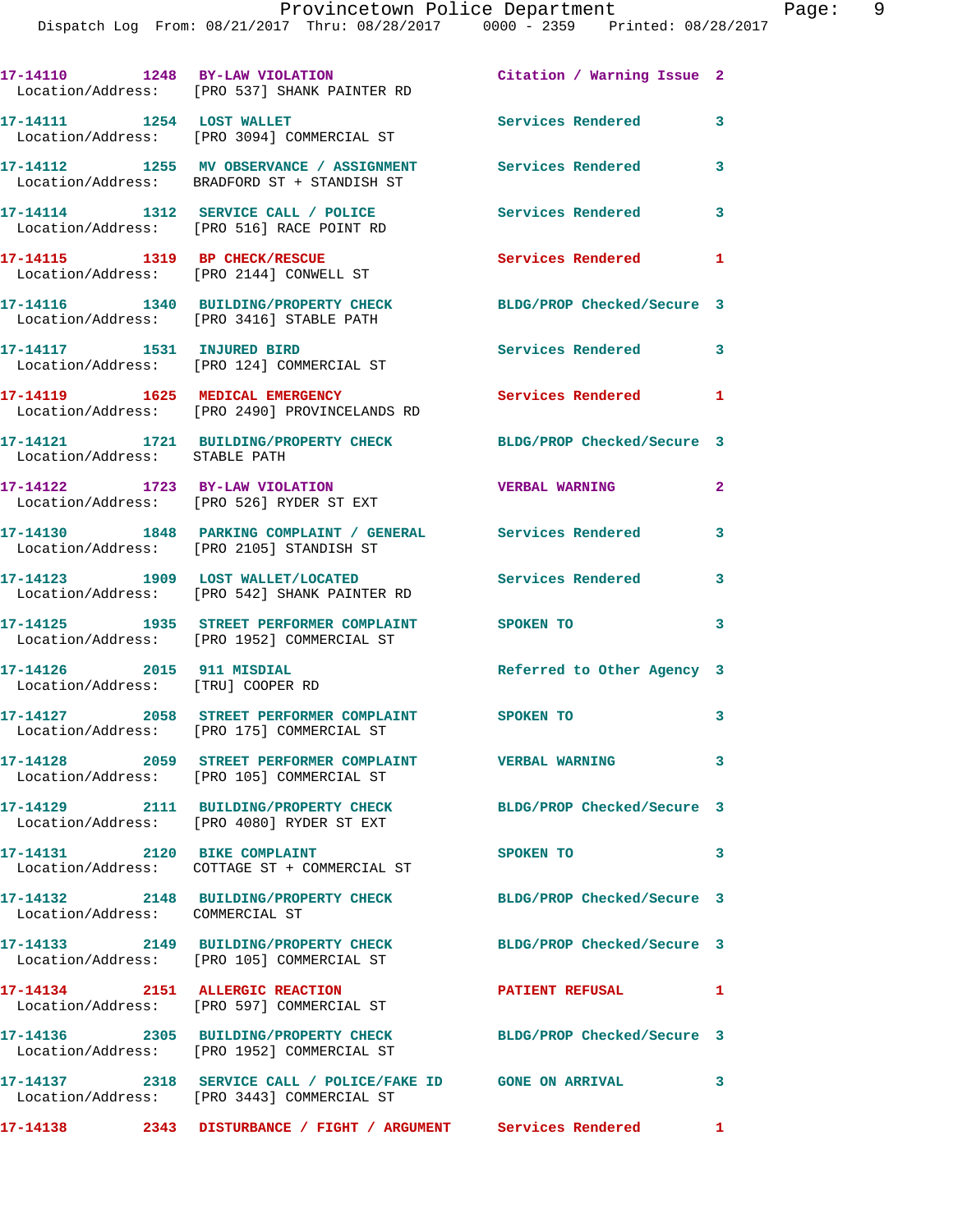17-14110 1248 BY-LAW VIOLATION Citation / Warning Issue 2
Location/Address: [PRO 537] SHANK PAINTER RD

17-14111 1254 LOST WALLET Services Rendered 3
Location/Address: [PRO 3094] COMMERCIAL ST

17-14112 1255 MV OBSERVANCE / ASSIGNMENT Services Rendered 3
Location/Address: BRADFORD ST + STANDISH ST

17-14114 1312 SERVICE CALL / POLICE Services Rendered 3
Location/Address: [PRO 516] RACE POINT RD

17-14115 1319 BP CHECK/RESCUE Services Rendered 1
Location/Address: [PRO 2144] CONWELL ST

17-14116 1340 BUILDING/PROPERTY CHECK BLDG/PROP Checked/Secure 3
Location/Address: [PRO 3416] STABLE PATH

17-14117 1531 INJURED BIRD Services Rendered 3
Location/Address: [PRO 124] COMMERCIAL ST

17-14119 1625 MEDICAL EMERGENCY Services Rendered 1
Location/Address: [PRO 2490] PROVINCELANDS RD

17-14121 1721 BUILDING/PROPERTY CHECK BLDG/PROP Checked/Secure 3
Location/Address: STABLE PATH

17-14122 1723 BY-LAW VIOLATION VERBAL WARNING 2
Location/Address: [PRO 526] RYDER ST EXT

17-14130 1848 PARKING COMPLAINT / GENERAL Services Rendered 3
Location/Address: [PRO 2105] STANDISH ST

17-14123 1909 LOST WALLET/LOCATED Services Rendered 3
Location/Address: [PRO 542] SHANK PAINTER RD

17-14125 1935 STREET PERFORMER COMPLAINT SPOKEN TO 3
Location/Address: [PRO 1952] COMMERCIAL ST

17-14126 2015 911 MISDIAL Referred to Other Agency 3
Location/Address: [TRU] COOPER RD

17-14127 2058 STREET PERFORMER COMPLAINT SPOKEN TO 3
Location/Address: [PRO 175] COMMERCIAL ST

17-14128 2059 STREET PERFORMER COMPLAINT VERBAL WARNING 3
Location/Address: [PRO 105] COMMERCIAL ST

17-14129 2111 BUILDING/PROPERTY CHECK BLDG/PROP Checked/Secure 3
Location/Address: [PRO 4080] RYDER ST EXT

17-14131 2120 BIKE COMPLAINT SPOKEN TO 3
Location/Address: COTTAGE ST + COMMERCIAL ST

17-14132 2148 BUILDING/PROPERTY CHECK BLDG/PROP Checked/Secure 3
Location/Address: COMMERCIAL ST

17-14133 2149 BUILDING/PROPERTY CHECK BLDG/PROP Checked/Secure 3
Location/Address: [PRO 105] COMMERCIAL ST

17-14134 2151 ALLERGIC REACTION PATIENT REFUSAL 1
Location/Address: [PRO 597] COMMERCIAL ST

17-14136 2305 BUILDING/PROPERTY CHECK BLDG/PROP Checked/Secure 3
Location/Address: [PRO 1952] COMMERCIAL ST

17-14137 2318 SERVICE CALL / POLICE/FAKE ID GONE ON ARRIVAL 3
Location/Address: [PRO 3443] COMMERCIAL ST

17-14138 2343 DISTURBANCE / FIGHT / ARGUMENT Services Rendered 1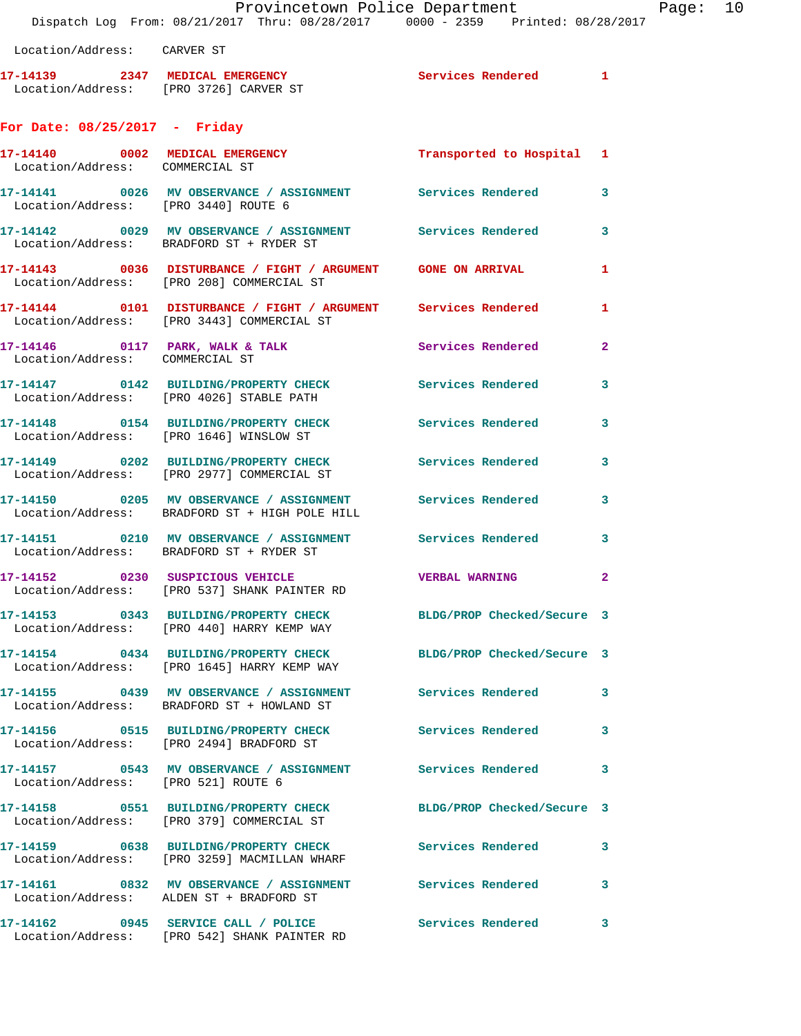Location/Address: CARVER ST

**17-14139 2347 MEDICAL EMERGENCY** Services Rendered 1
Location/Address: [PRO 3726] CARVER ST

## For Date: 08/25/2017 - Friday

**17-14140 0002 MEDICAL EMERGENCY** Transported to Hospital 1
Location/Address: COMMERCIAL ST

**17-14141 0026 MV OBSERVANCE / ASSIGNMENT** Services Rendered 3
Location/Address: [PRO 3440] ROUTE 6

**17-14142 0029 MV OBSERVANCE / ASSIGNMENT** Services Rendered 3
Location/Address: BRADFORD ST + RYDER ST

**17-14143 0036 DISTURBANCE / FIGHT / ARGUMENT** GONE ON ARRIVAL 1
Location/Address: [PRO 208] COMMERCIAL ST

**17-14144 0101 DISTURBANCE / FIGHT / ARGUMENT** Services Rendered 1
Location/Address: [PRO 3443] COMMERCIAL ST

**17-14146 0117 PARK, WALK & TALK** Services Rendered 2
Location/Address: COMMERCIAL ST

**17-14147 0142 BUILDING/PROPERTY CHECK** Services Rendered 3
Location/Address: [PRO 4026] STABLE PATH

**17-14148 0154 BUILDING/PROPERTY CHECK** Services Rendered 3
Location/Address: [PRO 1646] WINSLOW ST

**17-14149 0202 BUILDING/PROPERTY CHECK** Services Rendered 3
Location/Address: [PRO 2977] COMMERCIAL ST

**17-14150 0205 MV OBSERVANCE / ASSIGNMENT** Services Rendered 3
Location/Address: BRADFORD ST + HIGH POLE HILL

**17-14151 0210 MV OBSERVANCE / ASSIGNMENT** Services Rendered 3
Location/Address: BRADFORD ST + RYDER ST

**17-14152 0230 SUSPICIOUS VEHICLE** VERBAL WARNING 2
Location/Address: [PRO 537] SHANK PAINTER RD

**17-14153 0343 BUILDING/PROPERTY CHECK** BLDG/PROP Checked/Secure 3
Location/Address: [PRO 440] HARRY KEMP WAY

**17-14154 0434 BUILDING/PROPERTY CHECK** BLDG/PROP Checked/Secure 3
Location/Address: [PRO 1645] HARRY KEMP WAY

**17-14155 0439 MV OBSERVANCE / ASSIGNMENT** Services Rendered 3
Location/Address: BRADFORD ST + HOWLAND ST

**17-14156 0515 BUILDING/PROPERTY CHECK** Services Rendered 3
Location/Address: [PRO 2494] BRADFORD ST

**17-14157 0543 MV OBSERVANCE / ASSIGNMENT** Services Rendered 3
Location/Address: [PRO 521] ROUTE 6

**17-14158 0551 BUILDING/PROPERTY CHECK** BLDG/PROP Checked/Secure 3
Location/Address: [PRO 379] COMMERCIAL ST

**17-14159 0638 BUILDING/PROPERTY CHECK** Services Rendered 3
Location/Address: [PRO 3259] MACMILLAN WHARF

**17-14161 0832 MV OBSERVANCE / ASSIGNMENT** Services Rendered 3
Location/Address: ALDEN ST + BRADFORD ST

**17-14162 0945 SERVICE CALL / POLICE** Services Rendered 3
Location/Address: [PRO 542] SHANK PAINTER RD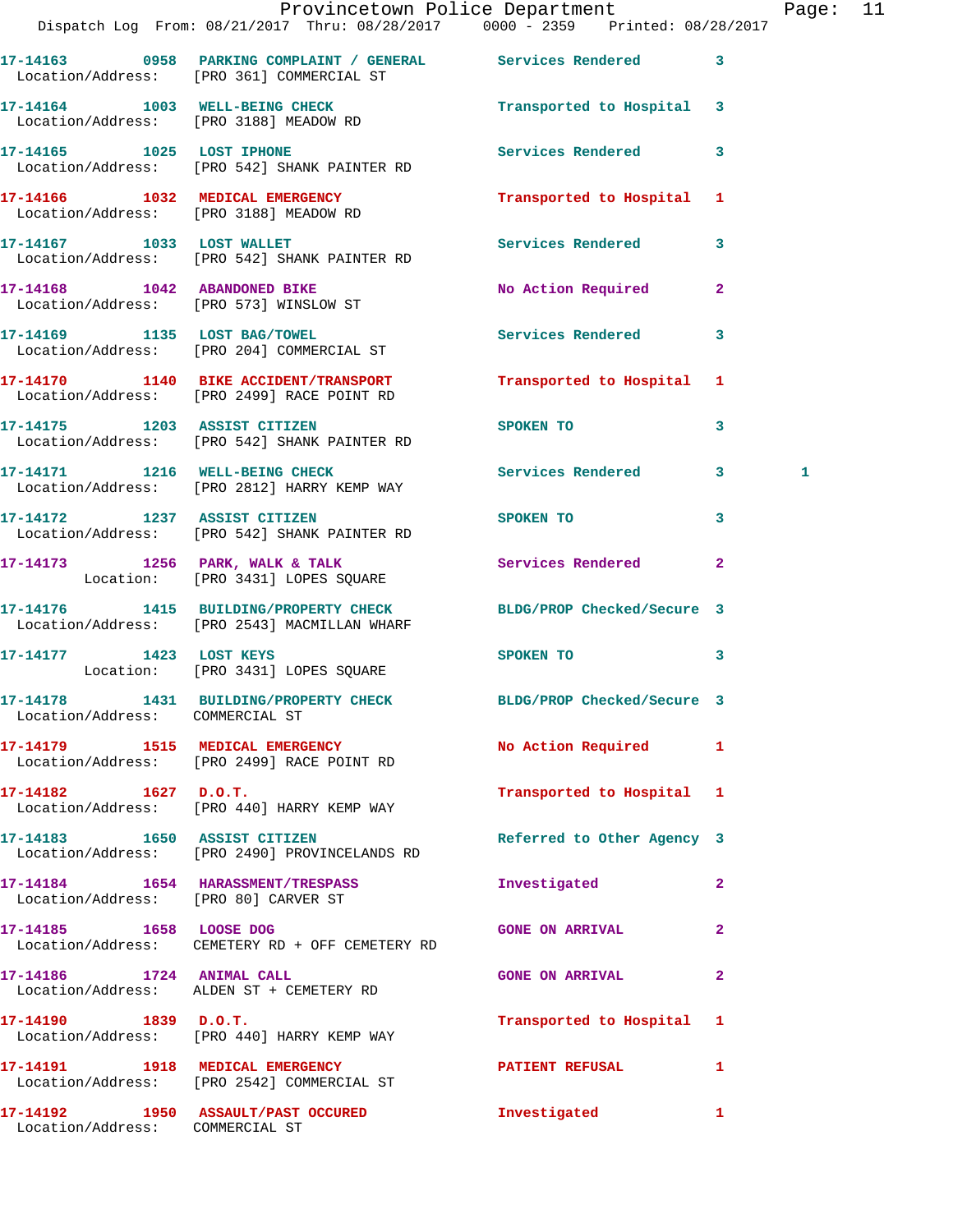17-14163 0958 PARKING COMPLAINT / GENERAL Services Rendered 3
Location/Address: [PRO 361] COMMERCIAL ST

17-14164 1003 WELL-BEING CHECK Transported to Hospital 3
Location/Address: [PRO 3188] MEADOW RD

17-14165 1025 LOST IPHONE Services Rendered 3
Location/Address: [PRO 542] SHANK PAINTER RD

17-14166 1032 MEDICAL EMERGENCY Transported to Hospital 1
Location/Address: [PRO 3188] MEADOW RD

17-14167 1033 LOST WALLET Services Rendered 3
Location/Address: [PRO 542] SHANK PAINTER RD

17-14168 1042 ABANDONED BIKE No Action Required 2
Location/Address: [PRO 573] WINSLOW ST

17-14169 1135 LOST BAG/TOWEL Services Rendered 3
Location/Address: [PRO 204] COMMERCIAL ST

17-14170 1140 BIKE ACCIDENT/TRANSPORT Transported to Hospital 1
Location/Address: [PRO 2499] RACE POINT RD

17-14175 1203 ASSIST CITIZEN SPOKEN TO 3
Location/Address: [PRO 542] SHANK PAINTER RD

17-14171 1216 WELL-BEING CHECK Services Rendered 3 1
Location/Address: [PRO 2812] HARRY KEMP WAY

17-14172 1237 ASSIST CITIZEN SPOKEN TO 3
Location/Address: [PRO 542] SHANK PAINTER RD

17-14173 1256 PARK, WALK & TALK Services Rendered 2
Location: [PRO 3431] LOPES SQUARE

17-14176 1415 BUILDING/PROPERTY CHECK BLDG/PROP Checked/Secure 3
Location/Address: [PRO 2543] MACMILLAN WHARF

17-14177 1423 LOST KEYS SPOKEN TO 3
Location: [PRO 3431] LOPES SQUARE

17-14178 1431 BUILDING/PROPERTY CHECK BLDG/PROP Checked/Secure 3
Location/Address: COMMERCIAL ST

17-14179 1515 MEDICAL EMERGENCY No Action Required 1
Location/Address: [PRO 2499] RACE POINT RD

17-14182 1627 D.O.T. Transported to Hospital 1
Location/Address: [PRO 440] HARRY KEMP WAY

17-14183 1650 ASSIST CITIZEN Referred to Other Agency 3
Location/Address: [PRO 2490] PROVINCELANDS RD

17-14184 1654 HARASSMENT/TRESPASS Investigated 2
Location/Address: [PRO 80] CARVER ST

17-14185 1658 LOOSE DOG GONE ON ARRIVAL 2
Location/Address: CEMETERY RD + OFF CEMETERY RD

17-14186 1724 ANIMAL CALL GONE ON ARRIVAL 2
Location/Address: ALDEN ST + CEMETERY RD

17-14190 1839 D.O.T. Transported to Hospital 1
Location/Address: [PRO 440] HARRY KEMP WAY

17-14191 1918 MEDICAL EMERGENCY PATIENT REFUSAL 1
Location/Address: [PRO 2542] COMMERCIAL ST

17-14192 1950 ASSAULT/PAST OCCURED Investigated 1
Location/Address: COMMERCIAL ST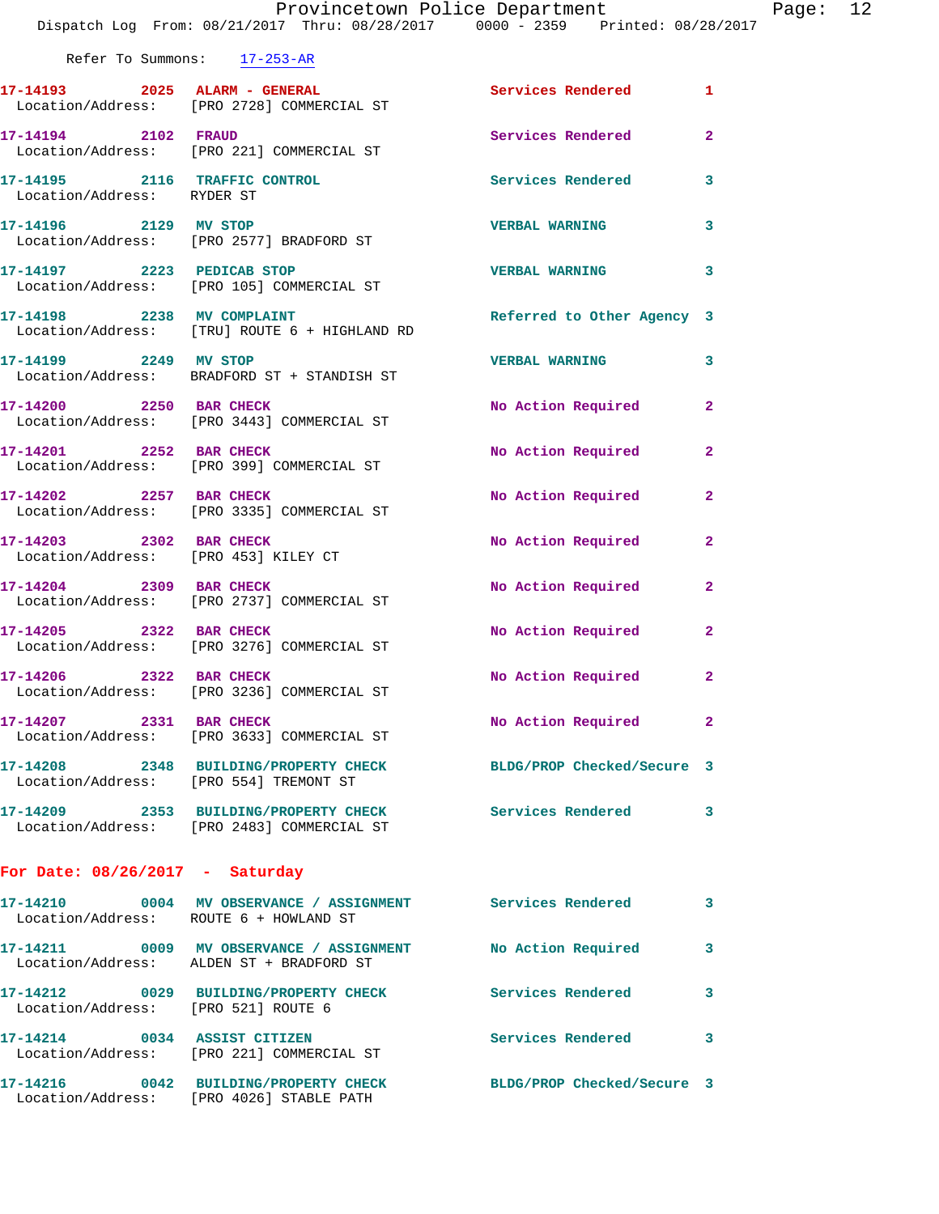Refer To Summons: 17-253-AR

| Call # | Time | Call Reason | Action | Priority |
|---|---|---|---|---|
| 17-14193 | 2025 | ALARM - GENERAL | Services Rendered | 1 |
| Location/Address: | | [PRO 2728] COMMERCIAL ST | | |
| 17-14194 | 2102 | FRAUD | Services Rendered | 2 |
| Location/Address: | | [PRO 221] COMMERCIAL ST | | |
| 17-14195 | 2116 | TRAFFIC CONTROL | Services Rendered | 3 |
| Location/Address: | | RYDER ST | | |
| 17-14196 | 2129 | MV STOP | VERBAL WARNING | 3 |
| Location/Address: | | [PRO 2577] BRADFORD ST | | |
| 17-14197 | 2223 | PEDICAB STOP | VERBAL WARNING | 3 |
| Location/Address: | | [PRO 105] COMMERCIAL ST | | |
| 17-14198 | 2238 | MV COMPLAINT | Referred to Other Agency | 3 |
| Location/Address: | | [TRU] ROUTE 6 + HIGHLAND RD | | |
| 17-14199 | 2249 | MV STOP | VERBAL WARNING | 3 |
| Location/Address: | | BRADFORD ST + STANDISH ST | | |
| 17-14200 | 2250 | BAR CHECK | No Action Required | 2 |
| Location/Address: | | [PRO 3443] COMMERCIAL ST | | |
| 17-14201 | 2252 | BAR CHECK | No Action Required | 2 |
| Location/Address: | | [PRO 399] COMMERCIAL ST | | |
| 17-14202 | 2257 | BAR CHECK | No Action Required | 2 |
| Location/Address: | | [PRO 3335] COMMERCIAL ST | | |
| 17-14203 | 2302 | BAR CHECK | No Action Required | 2 |
| Location/Address: | | [PRO 453] KILEY CT | | |
| 17-14204 | 2309 | BAR CHECK | No Action Required | 2 |
| Location/Address: | | [PRO 2737] COMMERCIAL ST | | |
| 17-14205 | 2322 | BAR CHECK | No Action Required | 2 |
| Location/Address: | | [PRO 3276] COMMERCIAL ST | | |
| 17-14206 | 2322 | BAR CHECK | No Action Required | 2 |
| Location/Address: | | [PRO 3236] COMMERCIAL ST | | |
| 17-14207 | 2331 | BAR CHECK | No Action Required | 2 |
| Location/Address: | | [PRO 3633] COMMERCIAL ST | | |
| 17-14208 | 2348 | BUILDING/PROPERTY CHECK | BLDG/PROP Checked/Secure | 3 |
| Location/Address: | | [PRO 554] TREMONT ST | | |
| 17-14209 | 2353 | BUILDING/PROPERTY CHECK | Services Rendered | 3 |
| Location/Address: | | [PRO 2483] COMMERCIAL ST | | |

## For Date: 08/26/2017 - Saturday

| Call # | Time | Call Reason | Action | Priority |
|---|---|---|---|---|
| 17-14210 | 0004 | MV OBSERVANCE / ASSIGNMENT | Services Rendered | 3 |
| Location/Address: | | ROUTE 6 + HOWLAND ST | | |
| 17-14211 | 0009 | MV OBSERVANCE / ASSIGNMENT | No Action Required | 3 |
| Location/Address: | | ALDEN ST + BRADFORD ST | | |
| 17-14212 | 0029 | BUILDING/PROPERTY CHECK | Services Rendered | 3 |
| Location/Address: | | [PRO 521] ROUTE 6 | | |
| 17-14214 | 0034 | ASSIST CITIZEN | Services Rendered | 3 |
| Location/Address: | | [PRO 221] COMMERCIAL ST | | |
| 17-14216 | 0042 | BUILDING/PROPERTY CHECK | BLDG/PROP Checked/Secure | 3 |
| Location/Address: | | [PRO 4026] STABLE PATH | | |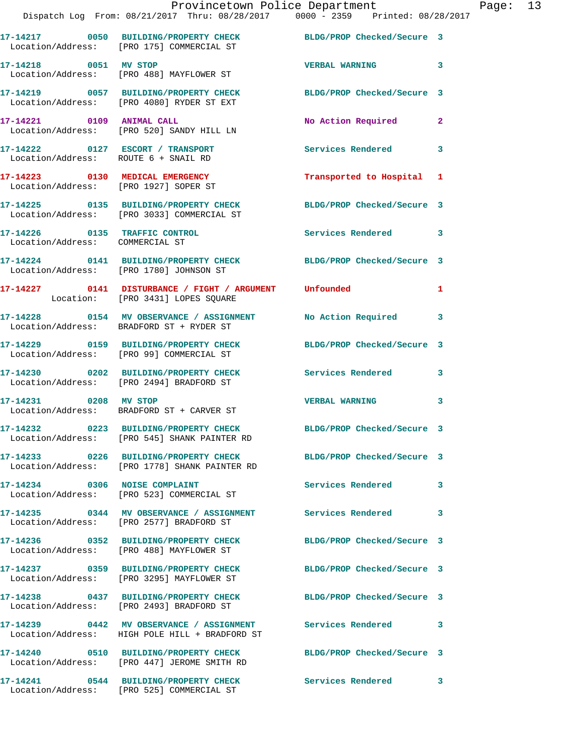17-14217 0050 BUILDING/PROPERTY CHECK BLDG/PROP Checked/Secure 3
Location/Address: [PRO 175] COMMERCIAL ST

17-14218 0051 MV STOP VERBAL WARNING 3
Location/Address: [PRO 488] MAYFLOWER ST

17-14219 0057 BUILDING/PROPERTY CHECK BLDG/PROP Checked/Secure 3
Location/Address: [PRO 4080] RYDER ST EXT

17-14221 0109 ANIMAL CALL No Action Required 2
Location/Address: [PRO 520] SANDY HILL LN

17-14222 0127 ESCORT / TRANSPORT Services Rendered 3
Location/Address: ROUTE 6 + SNAIL RD

17-14223 0130 MEDICAL EMERGENCY Transported to Hospital 1
Location/Address: [PRO 1927] SOPER ST

17-14225 0135 BUILDING/PROPERTY CHECK BLDG/PROP Checked/Secure 3
Location/Address: [PRO 3033] COMMERCIAL ST

17-14226 0135 TRAFFIC CONTROL Services Rendered 3
Location/Address: COMMERCIAL ST

17-14224 0141 BUILDING/PROPERTY CHECK BLDG/PROP Checked/Secure 3
Location/Address: [PRO 1780] JOHNSON ST

17-14227 0141 DISTURBANCE / FIGHT / ARGUMENT Unfounded 1
Location: [PRO 3431] LOPES SQUARE

17-14228 0154 MV OBSERVANCE / ASSIGNMENT No Action Required 3
Location/Address: BRADFORD ST + RYDER ST

17-14229 0159 BUILDING/PROPERTY CHECK BLDG/PROP Checked/Secure 3
Location/Address: [PRO 99] COMMERCIAL ST

17-14230 0202 BUILDING/PROPERTY CHECK Services Rendered 3
Location/Address: [PRO 2494] BRADFORD ST

17-14231 0208 MV STOP VERBAL WARNING 3
Location/Address: BRADFORD ST + CARVER ST

17-14232 0223 BUILDING/PROPERTY CHECK BLDG/PROP Checked/Secure 3
Location/Address: [PRO 545] SHANK PAINTER RD

17-14233 0226 BUILDING/PROPERTY CHECK BLDG/PROP Checked/Secure 3
Location/Address: [PRO 1778] SHANK PAINTER RD

17-14234 0306 NOISE COMPLAINT Services Rendered 3
Location/Address: [PRO 523] COMMERCIAL ST

17-14235 0344 MV OBSERVANCE / ASSIGNMENT Services Rendered 3
Location/Address: [PRO 2577] BRADFORD ST

17-14236 0352 BUILDING/PROPERTY CHECK BLDG/PROP Checked/Secure 3
Location/Address: [PRO 488] MAYFLOWER ST

17-14237 0359 BUILDING/PROPERTY CHECK BLDG/PROP Checked/Secure 3
Location/Address: [PRO 3295] MAYFLOWER ST

17-14238 0437 BUILDING/PROPERTY CHECK BLDG/PROP Checked/Secure 3
Location/Address: [PRO 2493] BRADFORD ST

17-14239 0442 MV OBSERVANCE / ASSIGNMENT Services Rendered 3
Location/Address: HIGH POLE HILL + BRADFORD ST

17-14240 0510 BUILDING/PROPERTY CHECK BLDG/PROP Checked/Secure 3
Location/Address: [PRO 447] JEROME SMITH RD

17-14241 0544 BUILDING/PROPERTY CHECK Services Rendered 3
Location/Address: [PRO 525] COMMERCIAL ST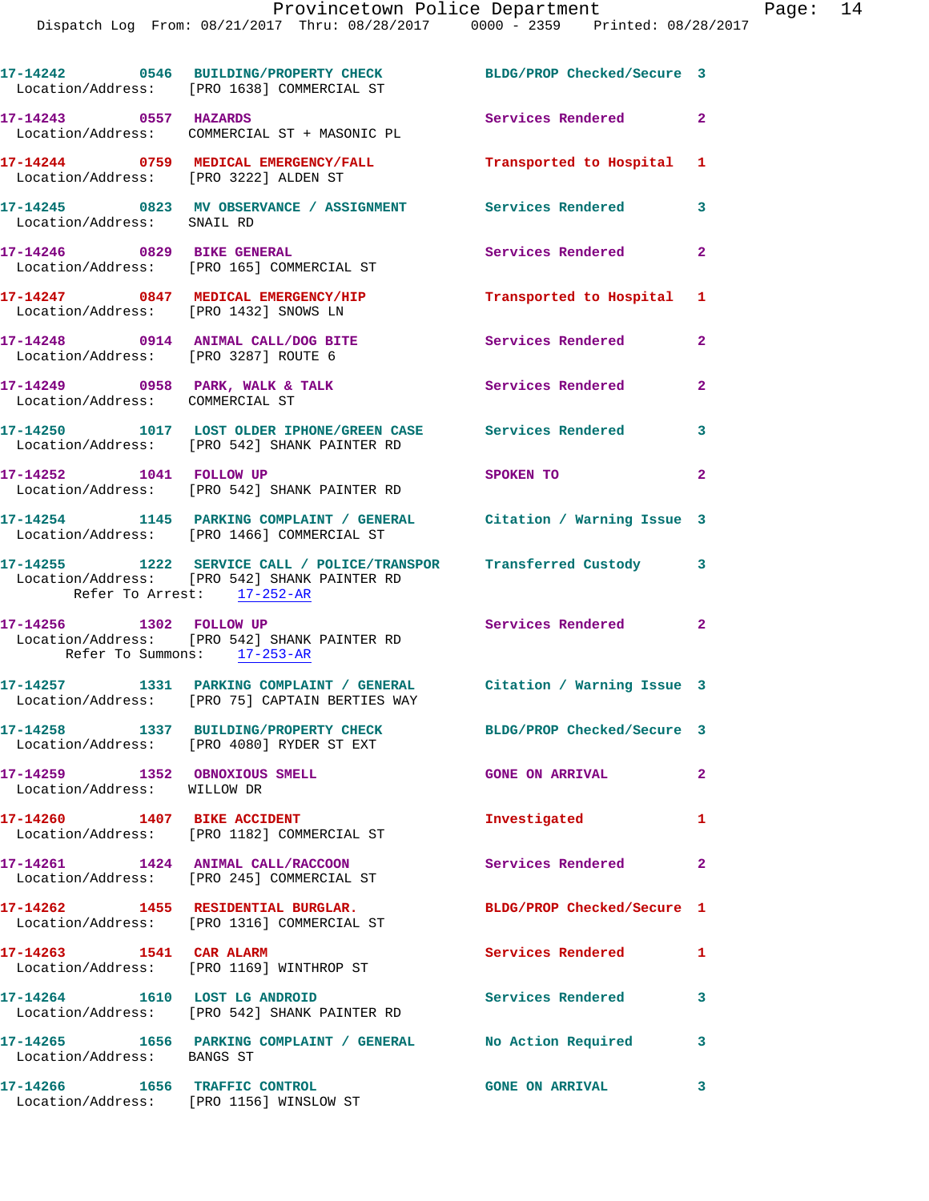17-14242 0546 BUILDING/PROPERTY CHECK BLDG/PROP Checked/Secure 3
Location/Address: [PRO 1638] COMMERCIAL ST

17-14243 0557 HAZARDS Services Rendered 2
Location/Address: COMMERCIAL ST + MASONIC PL

17-14244 0759 MEDICAL EMERGENCY/FALL Transported to Hospital 1
Location/Address: [PRO 3222] ALDEN ST

17-14245 0823 MV OBSERVANCE / ASSIGNMENT Services Rendered 3
Location/Address: SNAIL RD

17-14246 0829 BIKE GENERAL Services Rendered 2
Location/Address: [PRO 165] COMMERCIAL ST

17-14247 0847 MEDICAL EMERGENCY/HIP Transported to Hospital 1
Location/Address: [PRO 1432] SNOWS LN

17-14248 0914 ANIMAL CALL/DOG BITE Services Rendered 2
Location/Address: [PRO 3287] ROUTE 6

17-14249 0958 PARK, WALK & TALK Services Rendered 2
Location/Address: COMMERCIAL ST

17-14250 1017 LOST OLDER IPHONE/GREEN CASE Services Rendered 3
Location/Address: [PRO 542] SHANK PAINTER RD

17-14252 1041 FOLLOW UP SPOKEN TO 2
Location/Address: [PRO 542] SHANK PAINTER RD

17-14254 1145 PARKING COMPLAINT / GENERAL Citation / Warning Issue 3
Location/Address: [PRO 1466] COMMERCIAL ST

17-14255 1222 SERVICE CALL / POLICE/TRANSPOR Transferred Custody 3
Location/Address: [PRO 542] SHANK PAINTER RD
Refer To Arrest: 17-252-AR

17-14256 1302 FOLLOW UP Services Rendered 2
Location/Address: [PRO 542] SHANK PAINTER RD
Refer To Summons: 17-253-AR

17-14257 1331 PARKING COMPLAINT / GENERAL Citation / Warning Issue 3
Location/Address: [PRO 75] CAPTAIN BERTIES WAY

17-14258 1337 BUILDING/PROPERTY CHECK BLDG/PROP Checked/Secure 3
Location/Address: [PRO 4080] RYDER ST EXT

17-14259 1352 OBNOXIOUS SMELL GONE ON ARRIVAL 2
Location/Address: WILLOW DR

17-14260 1407 BIKE ACCIDENT Investigated 1
Location/Address: [PRO 1182] COMMERCIAL ST

17-14261 1424 ANIMAL CALL/RACCOON Services Rendered 2
Location/Address: [PRO 245] COMMERCIAL ST

17-14262 1455 RESIDENTIAL BURGLAR. BLDG/PROP Checked/Secure 1
Location/Address: [PRO 1316] COMMERCIAL ST

17-14263 1541 CAR ALARM Services Rendered 1
Location/Address: [PRO 1169] WINTHROP ST

17-14264 1610 LOST LG ANDROID Services Rendered 3
Location/Address: [PRO 542] SHANK PAINTER RD

17-14265 1656 PARKING COMPLAINT / GENERAL No Action Required 3
Location/Address: BANGS ST

17-14266 1656 TRAFFIC CONTROL GONE ON ARRIVAL 3
Location/Address: [PRO 1156] WINSLOW ST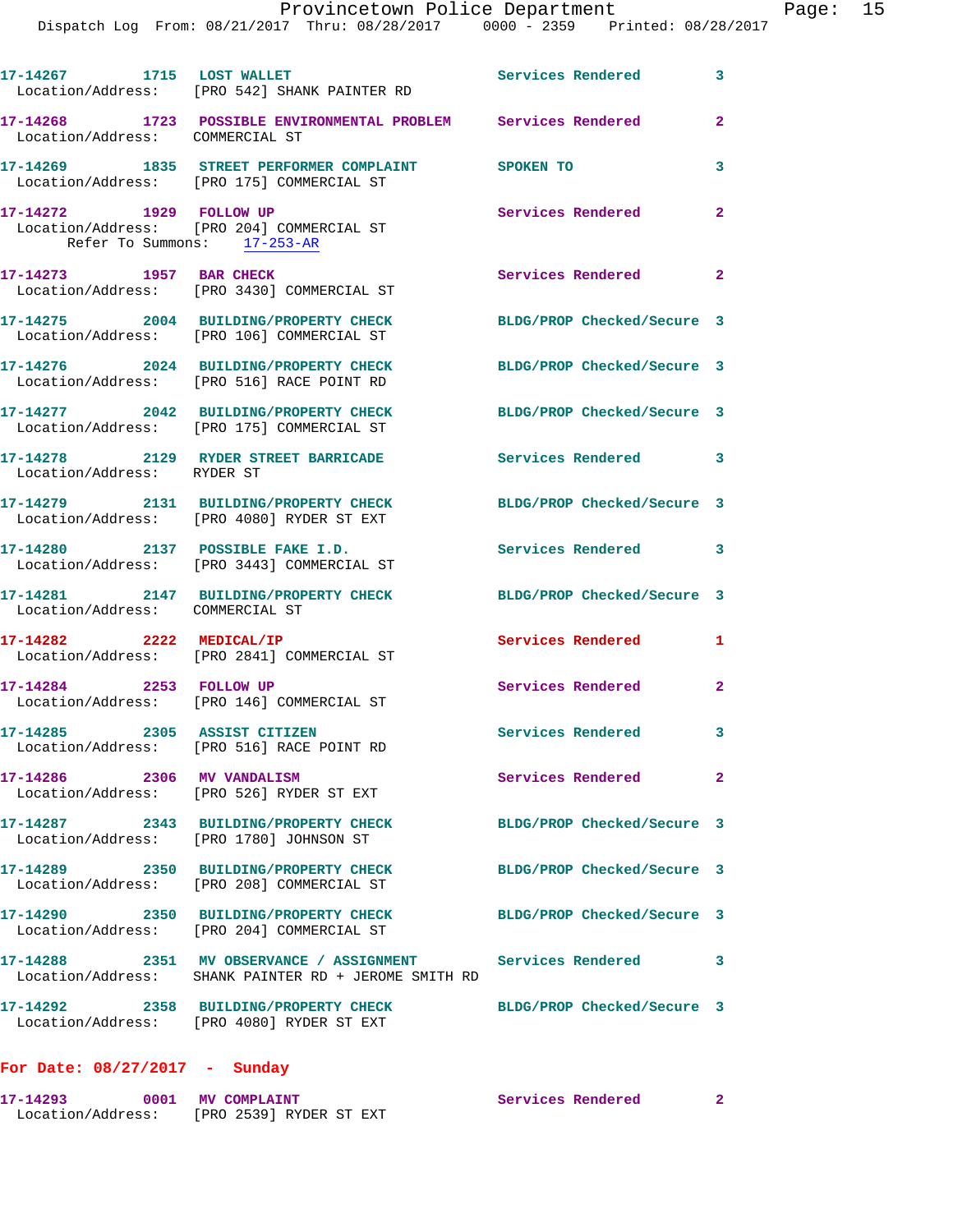17-14267 1715 LOST WALLET Services Rendered 3
Location/Address: [PRO 542] SHANK PAINTER RD

17-14268 1723 POSSIBLE ENVIRONMENTAL PROBLEM Services Rendered 2
Location/Address: COMMERCIAL ST

17-14269 1835 STREET PERFORMER COMPLAINT SPOKEN TO 3
Location/Address: [PRO 175] COMMERCIAL ST

17-14272 1929 FOLLOW UP Services Rendered 2
Location/Address: [PRO 204] COMMERCIAL ST
Refer To Summons: 17-253-AR

17-14273 1957 BAR CHECK Services Rendered 2
Location/Address: [PRO 3430] COMMERCIAL ST

17-14275 2004 BUILDING/PROPERTY CHECK BLDG/PROP Checked/Secure 3
Location/Address: [PRO 106] COMMERCIAL ST

17-14276 2024 BUILDING/PROPERTY CHECK BLDG/PROP Checked/Secure 3
Location/Address: [PRO 516] RACE POINT RD

17-14277 2042 BUILDING/PROPERTY CHECK BLDG/PROP Checked/Secure 3
Location/Address: [PRO 175] COMMERCIAL ST

17-14278 2129 RYDER STREET BARRICADE Services Rendered 3
Location/Address: RYDER ST

17-14279 2131 BUILDING/PROPERTY CHECK BLDG/PROP Checked/Secure 3
Location/Address: [PRO 4080] RYDER ST EXT

17-14280 2137 POSSIBLE FAKE I.D. Services Rendered 3
Location/Address: [PRO 3443] COMMERCIAL ST

17-14281 2147 BUILDING/PROPERTY CHECK BLDG/PROP Checked/Secure 3
Location/Address: COMMERCIAL ST

17-14282 2222 MEDICAL/IP Services Rendered 1
Location/Address: [PRO 2841] COMMERCIAL ST

17-14284 2253 FOLLOW UP Services Rendered 2
Location/Address: [PRO 146] COMMERCIAL ST

17-14285 2305 ASSIST CITIZEN Services Rendered 3
Location/Address: [PRO 516] RACE POINT RD

17-14286 2306 MV VANDALISM Services Rendered 2
Location/Address: [PRO 526] RYDER ST EXT

17-14287 2343 BUILDING/PROPERTY CHECK BLDG/PROP Checked/Secure 3
Location/Address: [PRO 1780] JOHNSON ST

17-14289 2350 BUILDING/PROPERTY CHECK BLDG/PROP Checked/Secure 3
Location/Address: [PRO 208] COMMERCIAL ST

17-14290 2350 BUILDING/PROPERTY CHECK BLDG/PROP Checked/Secure 3
Location/Address: [PRO 204] COMMERCIAL ST

17-14288 2351 MV OBSERVANCE / ASSIGNMENT Services Rendered 3
Location/Address: SHANK PAINTER RD + JEROME SMITH RD

17-14292 2358 BUILDING/PROPERTY CHECK BLDG/PROP Checked/Secure 3
Location/Address: [PRO 4080] RYDER ST EXT

## For Date: 08/27/2017 - Sunday

17-14293 0001 MV COMPLAINT Services Rendered 2
Location/Address: [PRO 2539] RYDER ST EXT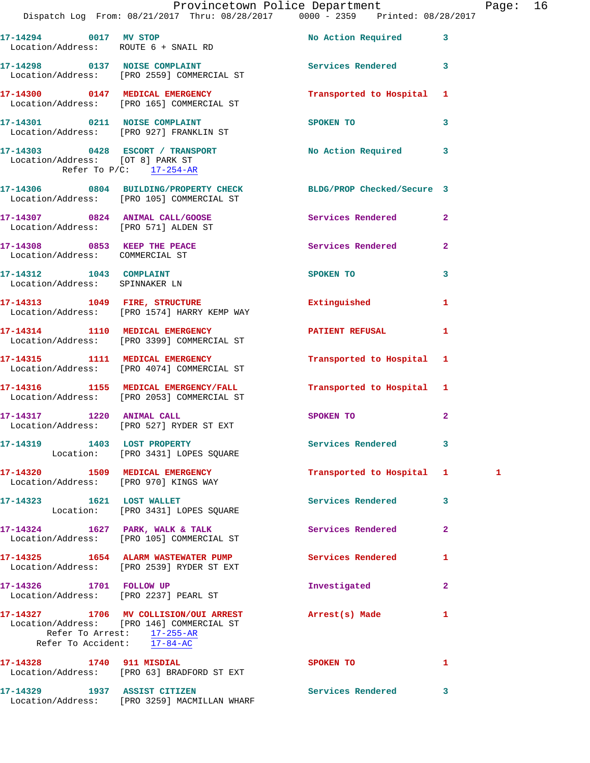17-14294 0017 MV STOP No Action Required 3
Location/Address: ROUTE 6 + SNAIL RD

17-14298 0137 NOISE COMPLAINT Services Rendered 3
Location/Address: [PRO 2559] COMMERCIAL ST

17-14300 0147 MEDICAL EMERGENCY Transported to Hospital 1
Location/Address: [PRO 165] COMMERCIAL ST

17-14301 0211 NOISE COMPLAINT SPOKEN TO 3
Location/Address: [PRO 927] FRANKLIN ST

17-14303 0428 ESCORT / TRANSPORT No Action Required 3
Location/Address: [OT 8] PARK ST
Refer To P/C: 17-254-AR

17-14306 0804 BUILDING/PROPERTY CHECK BLDG/PROP Checked/Secure 3
Location/Address: [PRO 105] COMMERCIAL ST

17-14307 0824 ANIMAL CALL/GOOSE Services Rendered 2
Location/Address: [PRO 571] ALDEN ST

17-14308 0853 KEEP THE PEACE Services Rendered 2
Location/Address: COMMERCIAL ST

17-14312 1043 COMPLAINT SPOKEN TO 3
Location/Address: SPINNAKER LN

17-14313 1049 FIRE, STRUCTURE Extinguished 1
Location/Address: [PRO 1574] HARRY KEMP WAY

17-14314 1110 MEDICAL EMERGENCY PATIENT REFUSAL 1
Location/Address: [PRO 3399] COMMERCIAL ST

17-14315 1111 MEDICAL EMERGENCY Transported to Hospital 1
Location/Address: [PRO 4074] COMMERCIAL ST

17-14316 1155 MEDICAL EMERGENCY/FALL Transported to Hospital 1
Location/Address: [PRO 2053] COMMERCIAL ST

17-14317 1220 ANIMAL CALL SPOKEN TO 2
Location/Address: [PRO 527] RYDER ST EXT

17-14319 1403 LOST PROPERTY Services Rendered 3
Location: [PRO 3431] LOPES SQUARE

17-14320 1509 MEDICAL EMERGENCY Transported to Hospital 1 1
Location/Address: [PRO 970] KINGS WAY

17-14323 1621 LOST WALLET Services Rendered 3
Location: [PRO 3431] LOPES SQUARE

17-14324 1627 PARK, WALK & TALK Services Rendered 2
Location/Address: [PRO 105] COMMERCIAL ST

17-14325 1654 ALARM WASTEWATER PUMP Services Rendered 1
Location/Address: [PRO 2539] RYDER ST EXT

17-14326 1701 FOLLOW UP Investigated 2
Location/Address: [PRO 2237] PEARL ST

17-14327 1706 MV COLLISION/OUI ARREST Arrest(s) Made 1
Location/Address: [PRO 146] COMMERCIAL ST
Refer To Arrest: 17-255-AR
Refer To Accident: 17-84-AC

17-14328 1740 911 MISDIAL SPOKEN TO 1
Location/Address: [PRO 63] BRADFORD ST EXT

17-14329 1937 ASSIST CITIZEN Services Rendered 3
Location/Address: [PRO 3259] MACMILLAN WHARF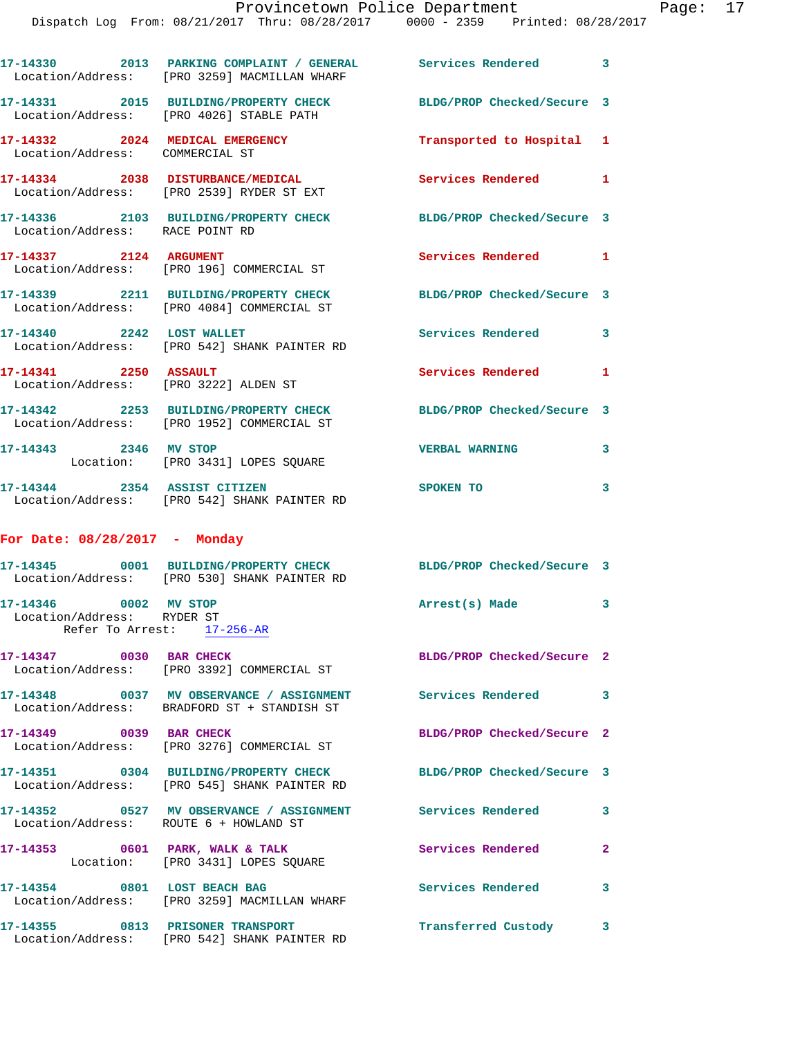17-14330 2013 PARKING COMPLAINT / GENERAL Services Rendered 3
Location/Address: [PRO 3259] MACMILLAN WHARF

17-14331 2015 BUILDING/PROPERTY CHECK BLDG/PROP Checked/Secure 3
Location/Address: [PRO 4026] STABLE PATH

17-14332 2024 MEDICAL EMERGENCY Transported to Hospital 1
Location/Address: COMMERCIAL ST

17-14334 2038 DISTURBANCE/MEDICAL Services Rendered 1
Location/Address: [PRO 2539] RYDER ST EXT

17-14336 2103 BUILDING/PROPERTY CHECK BLDG/PROP Checked/Secure 3
Location/Address: RACE POINT RD

17-14337 2124 ARGUMENT Services Rendered 1
Location/Address: [PRO 196] COMMERCIAL ST

17-14339 2211 BUILDING/PROPERTY CHECK BLDG/PROP Checked/Secure 3
Location/Address: [PRO 4084] COMMERCIAL ST

17-14340 2242 LOST WALLET Services Rendered 3
Location/Address: [PRO 542] SHANK PAINTER RD

17-14341 2250 ASSAULT Services Rendered 1
Location/Address: [PRO 3222] ALDEN ST

17-14342 2253 BUILDING/PROPERTY CHECK BLDG/PROP Checked/Secure 3
Location/Address: [PRO 1952] COMMERCIAL ST

17-14343 2346 MV STOP VERBAL WARNING 3
Location: [PRO 3431] LOPES SQUARE

17-14344 2354 ASSIST CITIZEN SPOKEN TO 3
Location/Address: [PRO 542] SHANK PAINTER RD

## For Date: 08/28/2017 - Monday

17-14345 0001 BUILDING/PROPERTY CHECK BLDG/PROP Checked/Secure 3
Location/Address: [PRO 530] SHANK PAINTER RD

17-14346 0002 MV STOP Arrest(s) Made 3
Location/Address: RYDER ST
Refer To Arrest: 17-256-AR

17-14347 0030 BAR CHECK BLDG/PROP Checked/Secure 2
Location/Address: [PRO 3392] COMMERCIAL ST

17-14348 0037 MV OBSERVANCE / ASSIGNMENT Services Rendered 3
Location/Address: BRADFORD ST + STANDISH ST

17-14349 0039 BAR CHECK BLDG/PROP Checked/Secure 2
Location/Address: [PRO 3276] COMMERCIAL ST

17-14351 0304 BUILDING/PROPERTY CHECK BLDG/PROP Checked/Secure 3
Location/Address: [PRO 545] SHANK PAINTER RD

17-14352 0527 MV OBSERVANCE / ASSIGNMENT Services Rendered 3
Location/Address: ROUTE 6 + HOWLAND ST

17-14353 0601 PARK, WALK & TALK Services Rendered 2
Location: [PRO 3431] LOPES SQUARE

17-14354 0801 LOST BEACH BAG Services Rendered 3
Location/Address: [PRO 3259] MACMILLAN WHARF

17-14355 0813 PRISONER TRANSPORT Transferred Custody 3
Location/Address: [PRO 542] SHANK PAINTER RD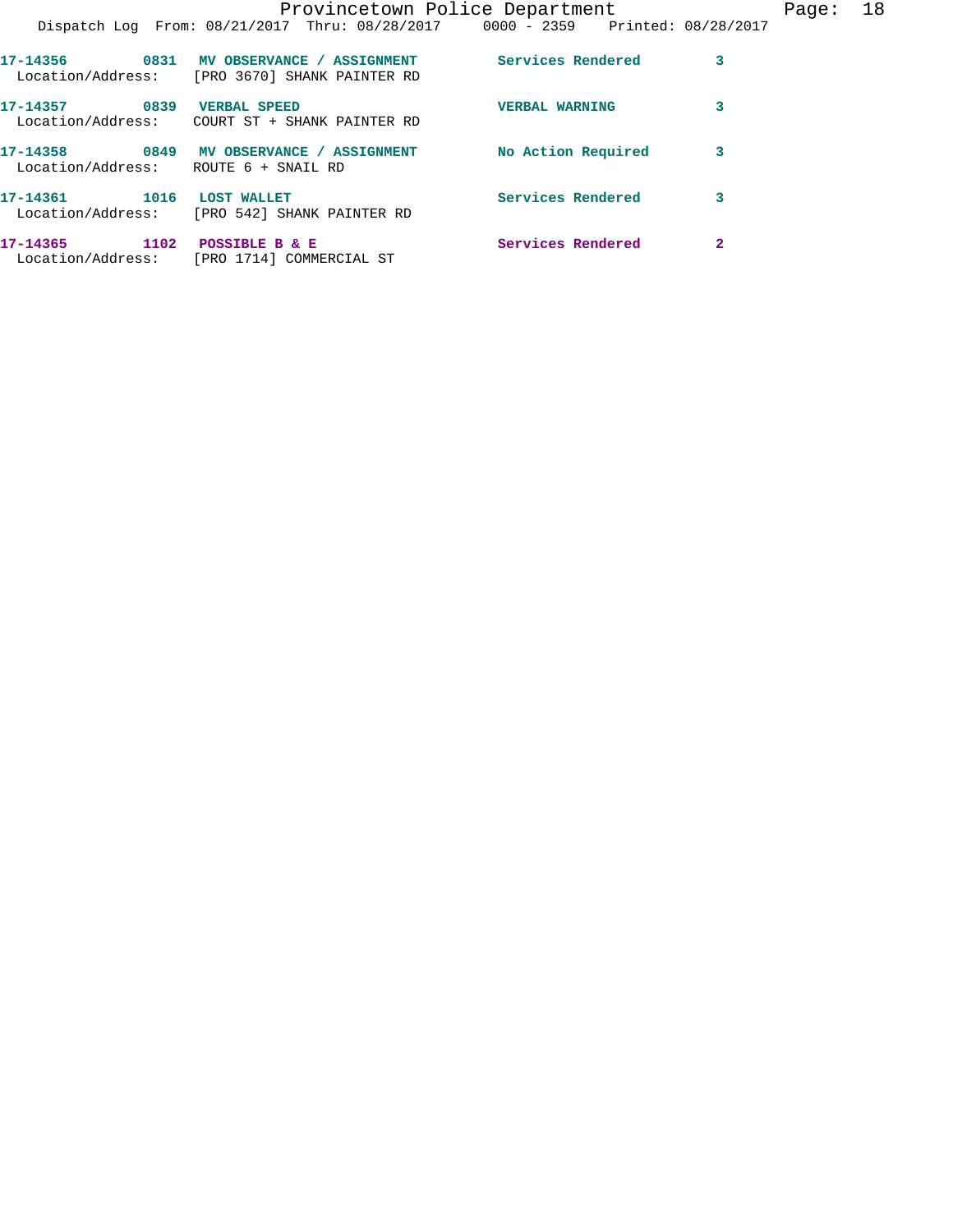**17-14356 0831 MV OBSERVANCE / ASSIGNMENT Services Rendered 3**
Location/Address: [PRO 3670] SHANK PAINTER RD

**17-14357 0839 VERBAL SPEED VERBAL WARNING 3**
Location/Address: COURT ST + SHANK PAINTER RD

**17-14358 0849 MV OBSERVANCE / ASSIGNMENT No Action Required 3**
Location/Address: ROUTE 6 + SNAIL RD

**17-14361 1016 LOST WALLET Services Rendered 3**
Location/Address: [PRO 542] SHANK PAINTER RD

**17-14365 1102 POSSIBLE B & E Services Rendered 2**
Location/Address: [PRO 1714] COMMERCIAL ST